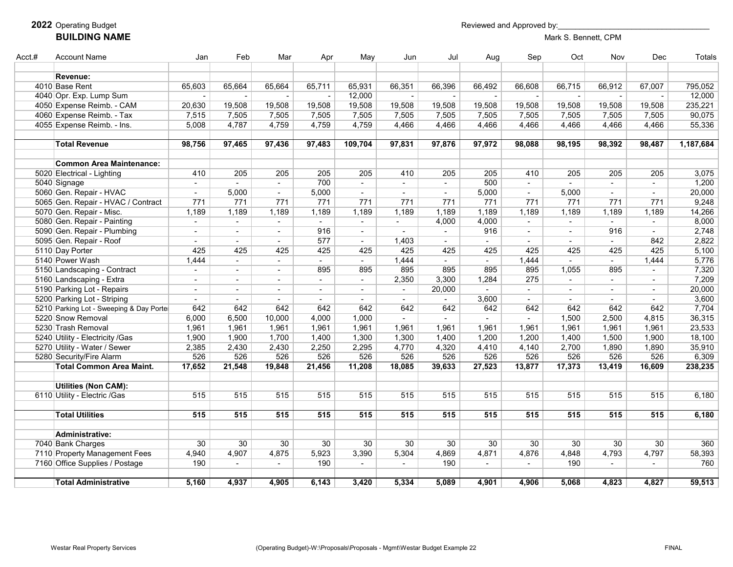**2022** Operating Budget

**BUILDING NAME**

Reviewed and Approved by:___________________________________

Mark S. Bennett, CPM

| Acct.# | Account Name | Jan | Feb | Mar | Apr | May | Jun | Jul | Aug | Sep | Oct | Nov | Dec | Totals |
|---|---|---|---|---|---|---|---|---|---|---|---|---|---|---|
| | **Revenue:** | | | | | | | | | | | | | |
| 4010 | Base Rent | 65,603 | 65,664 | 65,664 | 65,711 | 65,931 | 66,351 | 66,396 | 66,492 | 66,608 | 66,715 | 66,912 | 67,007 | 795,052 |
| 4040 | Opr. Exp. Lump Sum | - | - | - | - | 12,000 | - | - | - | - | - | - | - | 12,000 |
| 4050 | Expense Reimb. - CAM | 20,630 | 19,508 | 19,508 | 19,508 | 19,508 | 19,508 | 19,508 | 19,508 | 19,508 | 19,508 | 19,508 | 19,508 | 235,221 |
| 4060 | Expense Reimb. - Tax | 7,515 | 7,505 | 7,505 | 7,505 | 7,505 | 7,505 | 7,505 | 7,505 | 7,505 | 7,505 | 7,505 | 7,505 | 90,075 |
| 4055 | Expense Reimb. - Ins. | 5,008 | 4,787 | 4,759 | 4,759 | 4,759 | 4,466 | 4,466 | 4,466 | 4,466 | 4,466 | 4,466 | 4,466 | 55,336 |
| | **Total Revenue** | **98,756** | **97,465** | **97,436** | **97,483** | **109,704** | **97,831** | **97,876** | **97,972** | **98,088** | **98,195** | **98,392** | **98,487** | **1,187,684** |
| | **Common Area Maintenance:** | | | | | | | | | | | | | |
| 5020 | Electrical - Lighting | 410 | 205 | 205 | 205 | 205 | 410 | 205 | 205 | 410 | 205 | 205 | 205 | 3,075 |
| 5040 | Signage | - | - | - | 700 | - | - | - | 500 | - | - | - | - | 1,200 |
| 5060 | Gen. Repair - HVAC | - | 5,000 | - | 5,000 | - | - | - | 5,000 | - | 5,000 | - | - | 20,000 |
| 5065 | Gen. Repair - HVAC / Contract | 771 | 771 | 771 | 771 | 771 | 771 | 771 | 771 | 771 | 771 | 771 | 771 | 9,248 |
| 5070 | Gen. Repair - Misc. | 1,189 | 1,189 | 1,189 | 1,189 | 1,189 | 1,189 | 1,189 | 1,189 | 1,189 | 1,189 | 1,189 | 1,189 | 14,266 |
| 5080 | Gen. Repair - Painting | - | - | - | - | - | - | 4,000 | 4,000 | - | - | - | - | 8,000 |
| 5090 | Gen. Repair - Plumbing | - | - | - | 916 | - | - | - | 916 | - | - | 916 | - | 2,748 |
| 5095 | Gen. Repair - Roof | - | - | - | 577 | - | 1,403 | - | - | - | - | - | 842 | 2,822 |
| 5110 | Day Porter | 425 | 425 | 425 | 425 | 425 | 425 | 425 | 425 | 425 | 425 | 425 | 425 | 5,100 |
| 5140 | Power Wash | 1,444 | - | - | - | - | 1,444 | - | - | 1,444 | - | - | 1,444 | 5,776 |
| 5150 | Landscaping - Contract | - | - | - | 895 | 895 | 895 | 895 | 895 | 895 | 1,055 | 895 | - | 7,320 |
| 5160 | Landscaping - Extra | - | - | - | - | - | 2,350 | 3,300 | 1,284 | 275 | - | - | - | 7,209 |
| 5190 | Parking Lot - Repairs | - | - | - | - | - | - | 20,000 | - | - | - | - | - | 20,000 |
| 5200 | Parking Lot - Striping | - | - | - | - | - | - | - | 3,600 | - | - | - | - | 3,600 |
| 5210 | Parking Lot - Sweeping & Day Porter | 642 | 642 | 642 | 642 | 642 | 642 | 642 | 642 | 642 | 642 | 642 | 642 | 7,704 |
| 5220 | Snow Removal | 6,000 | 6,500 | 10,000 | 4,000 | 1,000 | - | - | - | - | 1,500 | 2,500 | 4,815 | 36,315 |
| 5230 | Trash Removal | 1,961 | 1,961 | 1,961 | 1,961 | 1,961 | 1,961 | 1,961 | 1,961 | 1,961 | 1,961 | 1,961 | 1,961 | 23,533 |
| 5240 | Utility - Electricity /Gas | 1,900 | 1,900 | 1,700 | 1,400 | 1,300 | 1,300 | 1,400 | 1,200 | 1,200 | 1,400 | 1,500 | 1,900 | 18,100 |
| 5270 | Utility - Water / Sewer | 2,385 | 2,430 | 2,430 | 2,250 | 2,295 | 4,770 | 4,320 | 4,410 | 4,140 | 2,700 | 1,890 | 1,890 | 35,910 |
| 5280 | Security/Fire Alarm | 526 | 526 | 526 | 526 | 526 | 526 | 526 | 526 | 526 | 526 | 526 | 526 | 6,309 |
| | **Total Common Area Maint.** | **17,652** | **21,548** | **19,848** | **21,456** | **11,208** | **18,085** | **39,633** | **27,523** | **13,877** | **17,373** | **13,419** | **16,609** | **238,235** |
| | **Utilities (Non CAM):** | | | | | | | | | | | | | |
| 6110 | Utility - Electric /Gas | 515 | 515 | 515 | 515 | 515 | 515 | 515 | 515 | 515 | 515 | 515 | 515 | 6,180 |
| | **Total Utilities** | **515** | **515** | **515** | **515** | **515** | **515** | **515** | **515** | **515** | **515** | **515** | **515** | **6,180** |
| | **Administrative:** | | | | | | | | | | | | | |
| 7040 | Bank Charges | 30 | 30 | 30 | 30 | 30 | 30 | 30 | 30 | 30 | 30 | 30 | 30 | 360 |
| 7110 | Property Management Fees | 4,940 | 4,907 | 4,875 | 5,923 | 3,390 | 5,304 | 4,869 | 4,871 | 4,876 | 4,848 | 4,793 | 4,797 | 58,393 |
| 7160 | Office Supplies / Postage | 190 | - | - | 190 | - | - | 190 | - | - | 190 | - | - | 760 |
| | **Total Administrative** | **5,160** | **4,937** | **4,905** | **6,143** | **3,420** | **5,334** | **5,089** | **4,901** | **4,906** | **5,068** | **4,823** | **4,827** | **59,513** |

Westar Real Property Services (Operating Budget)-W:\Proposals\Proposals - Mgmt\Westar Budget Example 22 FINAL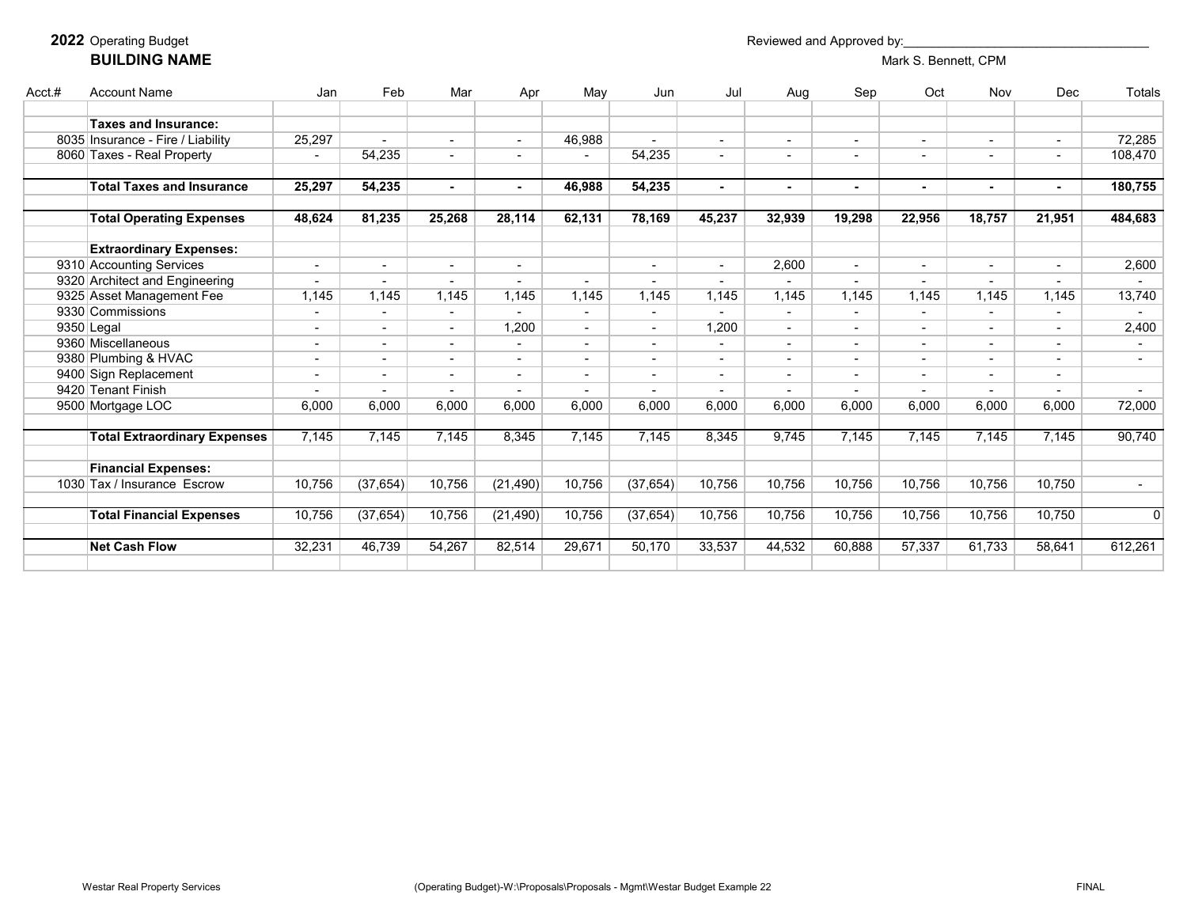**2022** Operating Budget

**BUILDING NAME**

Reviewed and Approved by:___________________________________

Mark S. Bennett, CPM

| Acct.# | Account Name | Jan | Feb | Mar | Apr | May | Jun | Jul | Aug | Sep | Oct | Nov | Dec | Totals |
|---|---|---|---|---|---|---|---|---|---|---|---|---|---|---|
| | **Taxes and Insurance:** | | | | | | | | | | | | | |
| 8035 | Insurance - Fire / Liability | 25,297 | - | - | - | 46,988 | - | - | - | - | - | - | - | 72,285 |
| 8060 | Taxes - Real Property | - | 54,235 | - | - | - | 54,235 | - | - | - | - | - | - | 108,470 |
| | **Total Taxes and Insurance** | **25,297** | **54,235** | **-** | **-** | **46,988** | **54,235** | **-** | **-** | **-** | **-** | **-** | **-** | **180,755** |
| | **Total Operating Expenses** | **48,624** | **81,235** | **25,268** | **28,114** | **62,131** | **78,169** | **45,237** | **32,939** | **19,298** | **22,956** | **18,757** | **21,951** | **484,683** |
| | **Extraordinary Expenses:** | | | | | | | | | | | | | |
| 9310 | Accounting Services | - | - | - | - | | - | - | 2,600 | - | - | - | - | 2,600 |
| 9320 | Architect and Engineering | - | - | - | - | - | - | - | - | - | - | - | - | - |
| 9325 | Asset Management Fee | 1,145 | 1,145 | 1,145 | 1,145 | 1,145 | 1,145 | 1,145 | 1,145 | 1,145 | 1,145 | 1,145 | 1,145 | 13,740 |
| 9330 | Commissions | - | - | - | - | - | - | - | - | - | - | - | - | - |
| 9350 | Legal | - | - | - | 1,200 | - | - | 1,200 | - | - | - | - | - | 2,400 |
| 9360 | Miscellaneous | - | - | - | - | - | - | - | - | - | - | - | - | - |
| 9380 | Plumbing & HVAC | - | - | - | - | - | - | - | - | - | - | - | - | - |
| 9400 | Sign Replacement | - | - | - | - | - | - | - | - | - | - | - | - | |
| 9420 | Tenant Finish | - | - | - | - | - | - | - | - | - | - | - | - | - |
| 9500 | Mortgage LOC | 6,000 | 6,000 | 6,000 | 6,000 | 6,000 | 6,000 | 6,000 | 6,000 | 6,000 | 6,000 | 6,000 | 6,000 | 72,000 |
| | **Total Extraordinary Expenses** | 7,145 | 7,145 | 7,145 | 8,345 | 7,145 | 7,145 | 8,345 | 9,745 | 7,145 | 7,145 | 7,145 | 7,145 | 90,740 |
| | **Financial Expenses:** | | | | | | | | | | | | | |
| 1030 | Tax / Insurance Escrow | 10,756 | (37,654) | 10,756 | (21,490) | 10,756 | (37,654) | 10,756 | 10,756 | 10,756 | 10,756 | 10,756 | 10,750 | - |
| | **Total Financial Expenses** | 10,756 | (37,654) | 10,756 | (21,490) | 10,756 | (37,654) | 10,756 | 10,756 | 10,756 | 10,756 | 10,756 | 10,750 | 0 |
| | **Net Cash Flow** | 32,231 | 46,739 | 54,267 | 82,514 | 29,671 | 50,170 | 33,537 | 44,532 | 60,888 | 57,337 | 61,733 | 58,641 | 612,261 |

Westar Real Property Services (Operating Budget)-W:\Proposals\Proposals - Mgmt\Westar Budget Example 22 FINAL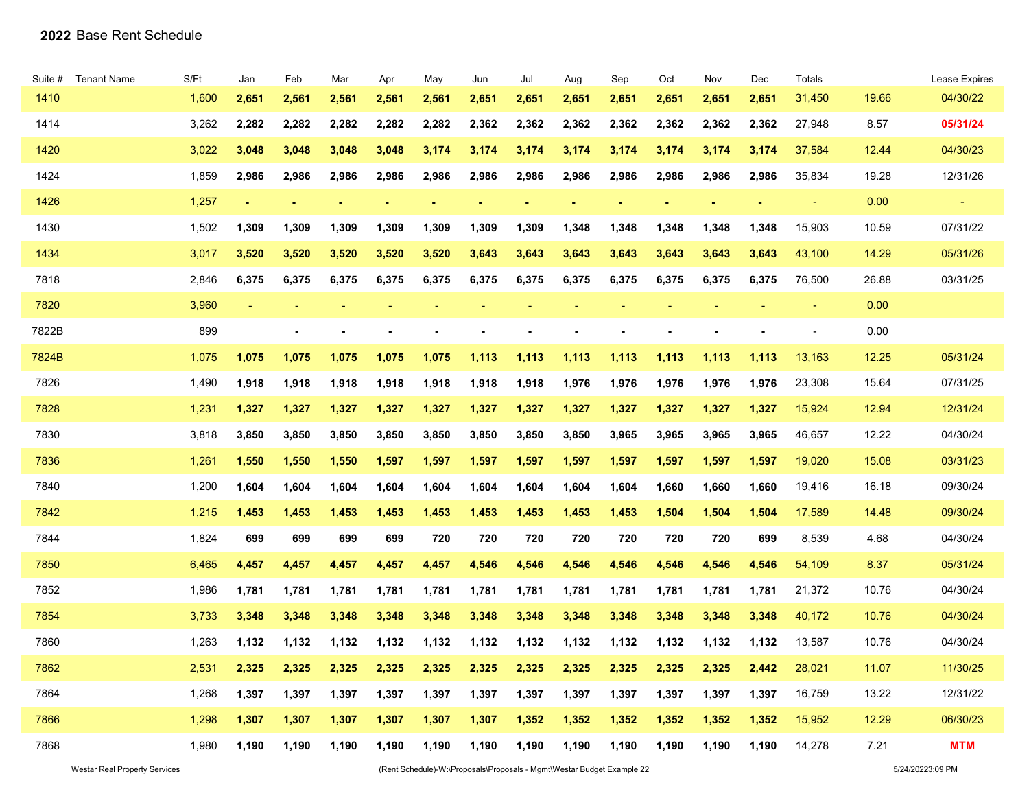# 2022 Base Rent Schedule

| Suite # | Tenant Name | S/Ft | Jan | Feb | Mar | Apr | May | Jun | Jul | Aug | Sep | Oct | Nov | Dec | Totals | | Lease Expires |
|---|---|---|---|---|---|---|---|---|---|---|---|---|---|---|---|---|---|
| 1410 | | 1,600 | **2,651** | **2,561** | **2,561** | **2,561** | **2,561** | **2,651** | **2,651** | **2,651** | **2,651** | **2,651** | **2,651** | **2,651** | 31,450 | 19.66 | 04/30/22 |
| 1414 | | 3,262 | **2,282** | **2,282** | **2,282** | **2,282** | **2,282** | **2,362** | **2,362** | **2,362** | **2,362** | **2,362** | **2,362** | **2,362** | 27,948 | 8.57 | **05/31/24** |
| 1420 | | 3,022 | **3,048** | **3,048** | **3,048** | **3,048** | **3,174** | **3,174** | **3,174** | **3,174** | **3,174** | **3,174** | **3,174** | **3,174** | 37,584 | 12.44 | 04/30/23 |
| 1424 | | 1,859 | **2,986** | **2,986** | **2,986** | **2,986** | **2,986** | **2,986** | **2,986** | **2,986** | **2,986** | **2,986** | **2,986** | **2,986** | 35,834 | 19.28 | 12/31/26 |
| 1426 | | 1,257 | **-** | **-** | **-** | **-** | **-** | **-** | **-** | **-** | **-** | **-** | **-** | **-** | - | 0.00 | - |
| 1430 | | 1,502 | **1,309** | **1,309** | **1,309** | **1,309** | **1,309** | **1,309** | **1,309** | **1,348** | **1,348** | **1,348** | **1,348** | **1,348** | 15,903 | 10.59 | 07/31/22 |
| 1434 | | 3,017 | **3,520** | **3,520** | **3,520** | **3,520** | **3,520** | **3,643** | **3,643** | **3,643** | **3,643** | **3,643** | **3,643** | **3,643** | 43,100 | 14.29 | 05/31/26 |
| 7818 | | 2,846 | **6,375** | **6,375** | **6,375** | **6,375** | **6,375** | **6,375** | **6,375** | **6,375** | **6,375** | **6,375** | **6,375** | **6,375** | 76,500 | 26.88 | 03/31/25 |
| 7820 | | 3,960 | **-** | **-** | **-** | **-** | **-** | **-** | **-** | **-** | **-** | **-** | **-** | **-** | - | 0.00 | |
| 7822B | | 899 | | **-** | **-** | **-** | **-** | **-** | **-** | **-** | **-** | **-** | **-** | **-** | - | 0.00 | |
| 7824B | | 1,075 | **1,075** | **1,075** | **1,075** | **1,075** | **1,075** | **1,113** | **1,113** | **1,113** | **1,113** | **1,113** | **1,113** | **1,113** | 13,163 | 12.25 | 05/31/24 |
| 7826 | | 1,490 | **1,918** | **1,918** | **1,918** | **1,918** | **1,918** | **1,918** | **1,918** | **1,976** | **1,976** | **1,976** | **1,976** | **1,976** | 23,308 | 15.64 | 07/31/25 |
| 7828 | | 1,231 | **1,327** | **1,327** | **1,327** | **1,327** | **1,327** | **1,327** | **1,327** | **1,327** | **1,327** | **1,327** | **1,327** | **1,327** | 15,924 | 12.94 | 12/31/24 |
| 7830 | | 3,818 | **3,850** | **3,850** | **3,850** | **3,850** | **3,850** | **3,850** | **3,850** | **3,850** | **3,965** | **3,965** | **3,965** | **3,965** | 46,657 | 12.22 | 04/30/24 |
| 7836 | | 1,261 | **1,550** | **1,550** | **1,550** | **1,597** | **1,597** | **1,597** | **1,597** | **1,597** | **1,597** | **1,597** | **1,597** | **1,597** | 19,020 | 15.08 | 03/31/23 |
| 7840 | | 1,200 | **1,604** | **1,604** | **1,604** | **1,604** | **1,604** | **1,604** | **1,604** | **1,604** | **1,604** | **1,660** | **1,660** | **1,660** | 19,416 | 16.18 | 09/30/24 |
| 7842 | | 1,215 | **1,453** | **1,453** | **1,453** | **1,453** | **1,453** | **1,453** | **1,453** | **1,453** | **1,453** | **1,504** | **1,504** | **1,504** | 17,589 | 14.48 | 09/30/24 |
| 7844 | | 1,824 | **699** | **699** | **699** | **699** | **720** | **720** | **720** | **720** | **720** | **720** | **720** | **699** | 8,539 | 4.68 | 04/30/24 |
| 7850 | | 6,465 | **4,457** | **4,457** | **4,457** | **4,457** | **4,457** | **4,546** | **4,546** | **4,546** | **4,546** | **4,546** | **4,546** | **4,546** | 54,109 | 8.37 | 05/31/24 |
| 7852 | | 1,986 | **1,781** | **1,781** | **1,781** | **1,781** | **1,781** | **1,781** | **1,781** | **1,781** | **1,781** | **1,781** | **1,781** | **1,781** | 21,372 | 10.76 | 04/30/24 |
| 7854 | | 3,733 | **3,348** | **3,348** | **3,348** | **3,348** | **3,348** | **3,348** | **3,348** | **3,348** | **3,348** | **3,348** | **3,348** | **3,348** | 40,172 | 10.76 | 04/30/24 |
| 7860 | | 1,263 | **1,132** | **1,132** | **1,132** | **1,132** | **1,132** | **1,132** | **1,132** | **1,132** | **1,132** | **1,132** | **1,132** | **1,132** | 13,587 | 10.76 | 04/30/24 |
| 7862 | | 2,531 | **2,325** | **2,325** | **2,325** | **2,325** | **2,325** | **2,325** | **2,325** | **2,325** | **2,325** | **2,325** | **2,325** | **2,442** | 28,021 | 11.07 | 11/30/25 |
| 7864 | | 1,268 | **1,397** | **1,397** | **1,397** | **1,397** | **1,397** | **1,397** | **1,397** | **1,397** | **1,397** | **1,397** | **1,397** | **1,397** | 16,759 | 13.22 | 12/31/22 |
| 7866 | | 1,298 | **1,307** | **1,307** | **1,307** | **1,307** | **1,307** | **1,307** | **1,352** | **1,352** | **1,352** | **1,352** | **1,352** | **1,352** | 15,952 | 12.29 | 06/30/23 |
| 7868 | | 1,980 | **1,190** | **1,190** | **1,190** | **1,190** | **1,190** | **1,190** | **1,190** | **1,190** | **1,190** | **1,190** | **1,190** | **1,190** | 14,278 | 7.21 | **MTM** |

Westar Real Property Services (Rent Schedule)-W:\Proposals\Proposals - Mgmt\Westar Budget Example 22 5/24/20223:09 PM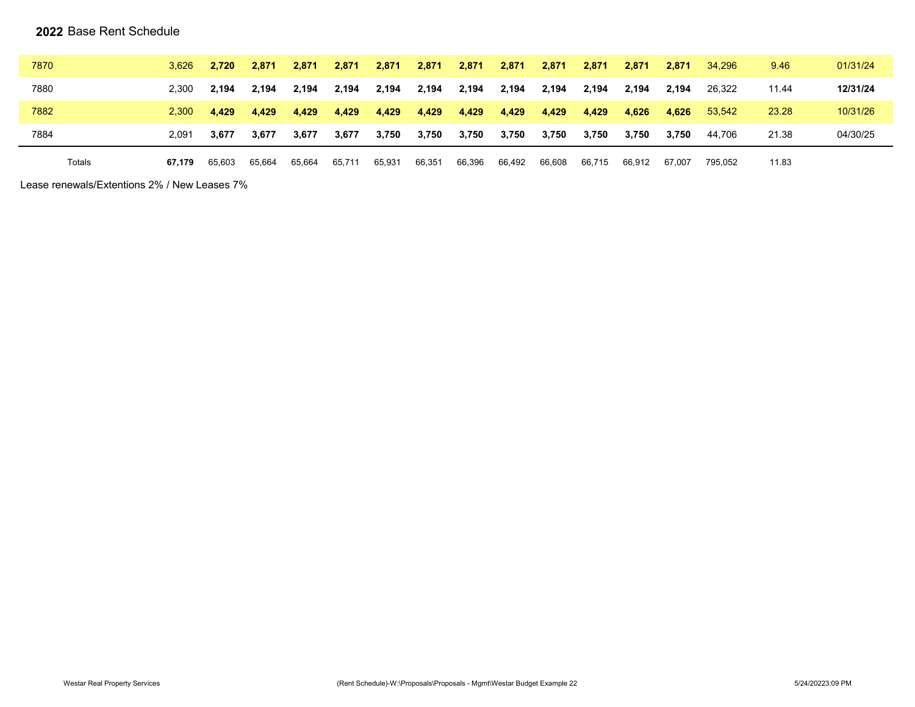## 2022 Base Rent Schedule

| | | | | | | | | | | | | | | | | |
|---|---|---|---|---|---|---|---|---|---|---|---|---|---|---|---|---|
| 7870 | 3,626 | **2,720** | **2,871** | **2,871** | **2,871** | **2,871** | **2,871** | **2,871** | **2,871** | **2,871** | **2,871** | **2,871** | **2,871** | 34,296 | 9.46 | 01/31/24 |
| 7880 | 2,300 | **2,194** | **2,194** | **2,194** | **2,194** | **2,194** | **2,194** | **2,194** | **2,194** | **2,194** | **2,194** | **2,194** | **2,194** | 26,322 | 11.44 | **12/31/24** |
| 7882 | 2,300 | **4,429** | **4,429** | **4,429** | **4,429** | **4,429** | **4,429** | **4,429** | **4,429** | **4,429** | **4,429** | **4,626** | **4,626** | 53,542 | 23.28 | 10/31/26 |
| 7884 | 2,091 | **3,677** | **3,677** | **3,677** | **3,677** | **3,750** | **3,750** | **3,750** | **3,750** | **3,750** | **3,750** | **3,750** | **3,750** | 44,706 | 21.38 | 04/30/25 |
| Totals | **67,179** | 65,603 | 65,664 | 65,664 | 65,711 | 65,931 | 66,351 | 66,396 | 66,492 | 66,608 | 66,715 | 66,912 | 67,007 | 795,052 | 11.83 | |

Lease renewals/Extentions 2% / New Leases 7%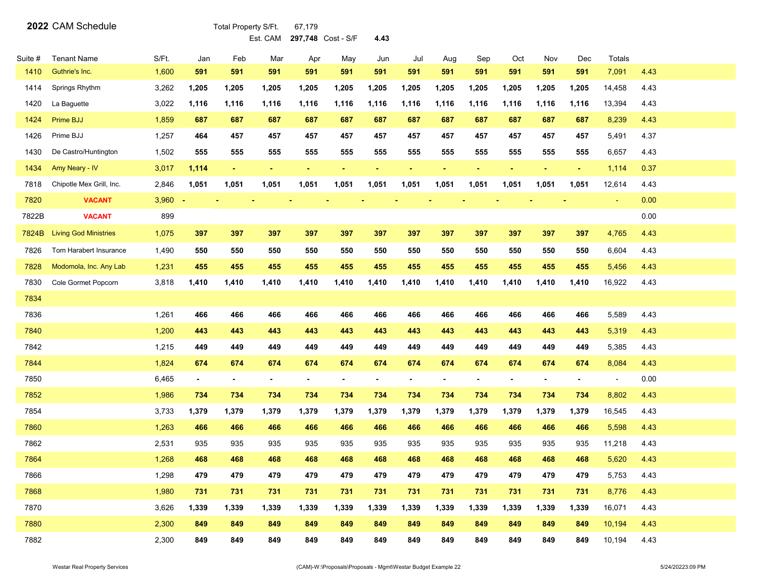## 2022 CAM Schedule

Total Property S/Ft. 67,179

Est. CAM **297,748** Cost - S/F **4.43**

| Suite # | Tenant Name | S/Ft. | Jan | Feb | Mar | Apr | May | Jun | Jul | Aug | Sep | Oct | Nov | Dec | Totals | |
|---|---|---|---|---|---|---|---|---|---|---|---|---|---|---|---|---|
| 1410 | Guthrie's Inc. | 1,600 | **591** | **591** | **591** | **591** | **591** | **591** | **591** | **591** | **591** | **591** | **591** | **591** | 7,091 | 4.43 |
| 1414 | Springs Rhythm | 3,262 | **1,205** | **1,205** | **1,205** | **1,205** | **1,205** | **1,205** | **1,205** | **1,205** | **1,205** | **1,205** | **1,205** | **1,205** | 14,458 | 4.43 |
| 1420 | La Baguette | 3,022 | **1,116** | **1,116** | **1,116** | **1,116** | **1,116** | **1,116** | **1,116** | **1,116** | **1,116** | **1,116** | **1,116** | **1,116** | 13,394 | 4.43 |
| 1424 | Prime BJJ | 1,859 | **687** | **687** | **687** | **687** | **687** | **687** | **687** | **687** | **687** | **687** | **687** | **687** | 8,239 | 4.43 |
| 1426 | Prime BJJ | 1,257 | **464** | **457** | **457** | **457** | **457** | **457** | **457** | **457** | **457** | **457** | **457** | **457** | 5,491 | 4.37 |
| 1430 | De Castro/Huntington | 1,502 | **555** | **555** | **555** | **555** | **555** | **555** | **555** | **555** | **555** | **555** | **555** | **555** | 6,657 | 4.43 |
| 1434 | Amy Neary - IV | 3,017 | **1,114** | - | - | - | - | - | - | - | - | - | - | - | 1,114 | 0.37 |
| 7818 | Chipotle Mex Grill, Inc. | 2,846 | **1,051** | **1,051** | **1,051** | **1,051** | **1,051** | **1,051** | **1,051** | **1,051** | **1,051** | **1,051** | **1,051** | **1,051** | 12,614 | 4.43 |
| 7820 | **VACANT** | 3,960 | - | - | - | - | - | - | - | - | - | - | - | - | - | 0.00 |
| 7822B | **VACANT** | 899 | | | | | | | | | | | | | | 0.00 |
| 7824B | Living God Ministries | 1,075 | **397** | **397** | **397** | **397** | **397** | **397** | **397** | **397** | **397** | **397** | **397** | **397** | 4,765 | 4.43 |
| 7826 | Tom Harabert Insurance | 1,490 | **550** | **550** | **550** | **550** | **550** | **550** | **550** | **550** | **550** | **550** | **550** | **550** | 6,604 | 4.43 |
| 7828 | Modomola, Inc. Any Lab | 1,231 | **455** | **455** | **455** | **455** | **455** | **455** | **455** | **455** | **455** | **455** | **455** | **455** | 5,456 | 4.43 |
| 7830 | Cole Gormet Popcorn | 3,818 | **1,410** | **1,410** | **1,410** | **1,410** | **1,410** | **1,410** | **1,410** | **1,410** | **1,410** | **1,410** | **1,410** | **1,410** | 16,922 | 4.43 |
| 7834 | | | | | | | | | | | | | | | | |
| 7836 | | 1,261 | **466** | **466** | **466** | **466** | **466** | **466** | **466** | **466** | **466** | **466** | **466** | **466** | 5,589 | 4.43 |
| 7840 | | 1,200 | **443** | **443** | **443** | **443** | **443** | **443** | **443** | **443** | **443** | **443** | **443** | **443** | 5,319 | 4.43 |
| 7842 | | 1,215 | **449** | **449** | **449** | **449** | **449** | **449** | **449** | **449** | **449** | **449** | **449** | **449** | 5,385 | 4.43 |
| 7844 | | 1,824 | **674** | **674** | **674** | **674** | **674** | **674** | **674** | **674** | **674** | **674** | **674** | **674** | 8,084 | 4.43 |
| 7850 | | 6,465 | - | - | - | - | - | - | - | - | - | - | - | - | - | 0.00 |
| 7852 | | 1,986 | **734** | **734** | **734** | **734** | **734** | **734** | **734** | **734** | **734** | **734** | **734** | **734** | 8,802 | 4.43 |
| 7854 | | 3,733 | **1,379** | **1,379** | **1,379** | **1,379** | **1,379** | **1,379** | **1,379** | **1,379** | **1,379** | **1,379** | **1,379** | **1,379** | 16,545 | 4.43 |
| 7860 | | 1,263 | **466** | **466** | **466** | **466** | **466** | **466** | **466** | **466** | **466** | **466** | **466** | **466** | 5,598 | 4.43 |
| 7862 | | 2,531 | 935 | 935 | 935 | 935 | 935 | 935 | 935 | 935 | 935 | 935 | 935 | 935 | 11,218 | 4.43 |
| 7864 | | 1,268 | **468** | **468** | **468** | **468** | **468** | **468** | **468** | **468** | **468** | **468** | **468** | **468** | 5,620 | 4.43 |
| 7866 | | 1,298 | **479** | **479** | **479** | **479** | **479** | **479** | **479** | **479** | **479** | **479** | **479** | **479** | 5,753 | 4.43 |
| 7868 | | 1,980 | **731** | **731** | **731** | **731** | **731** | **731** | **731** | **731** | **731** | **731** | **731** | **731** | 8,776 | 4.43 |
| 7870 | | 3,626 | **1,339** | **1,339** | **1,339** | **1,339** | **1,339** | **1,339** | **1,339** | **1,339** | **1,339** | **1,339** | **1,339** | **1,339** | 16,071 | 4.43 |
| 7880 | | 2,300 | **849** | **849** | **849** | **849** | **849** | **849** | **849** | **849** | **849** | **849** | **849** | **849** | 10,194 | 4.43 |
| 7882 | | 2,300 | **849** | **849** | **849** | **849** | **849** | **849** | **849** | **849** | **849** | **849** | **849** | **849** | 10,194 | 4.43 |

Westar Real Property Services (CAM)-W:\Proposals\Proposals - Mgmt\Westar Budget Example 22 5/24/20223:09 PM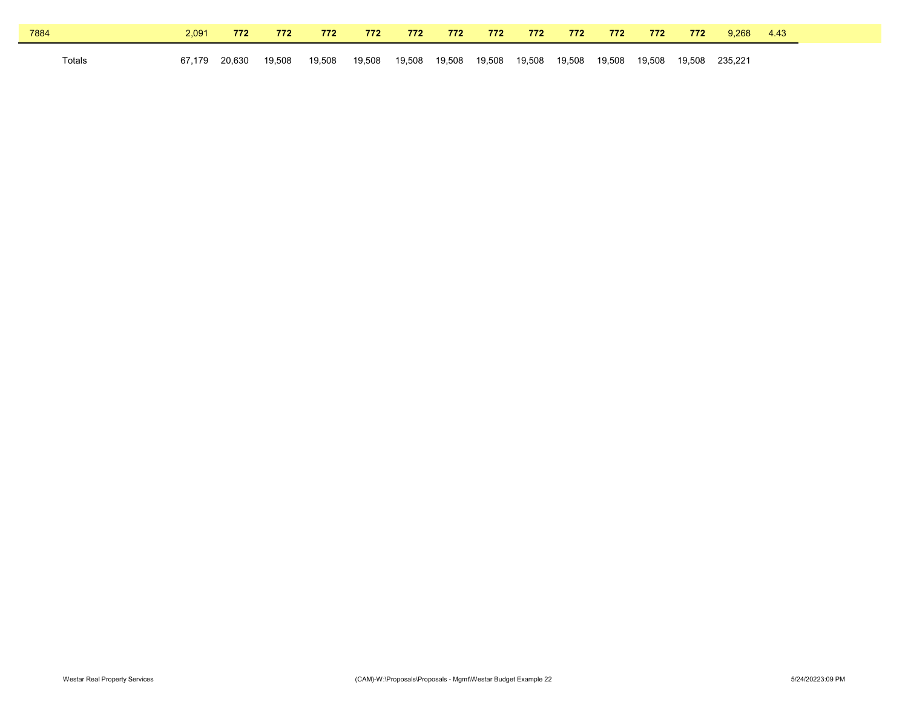| | | | | | | | | | | | | | | | |
|---|---|---|---|---|---|---|---|---|---|---|---|---|---|---|---|
| 7884 | 2,091 | **772** | **772** | **772** | **772** | **772** | **772** | **772** | **772** | **772** | **772** | **772** | **772** | 9,268 | 4.43 |
| Totals | 67,179 | 20,630 | 19,508 | 19,508 | 19,508 | 19,508 | 19,508 | 19,508 | 19,508 | 19,508 | 19,508 | 19,508 | 19,508 | 235,221 | |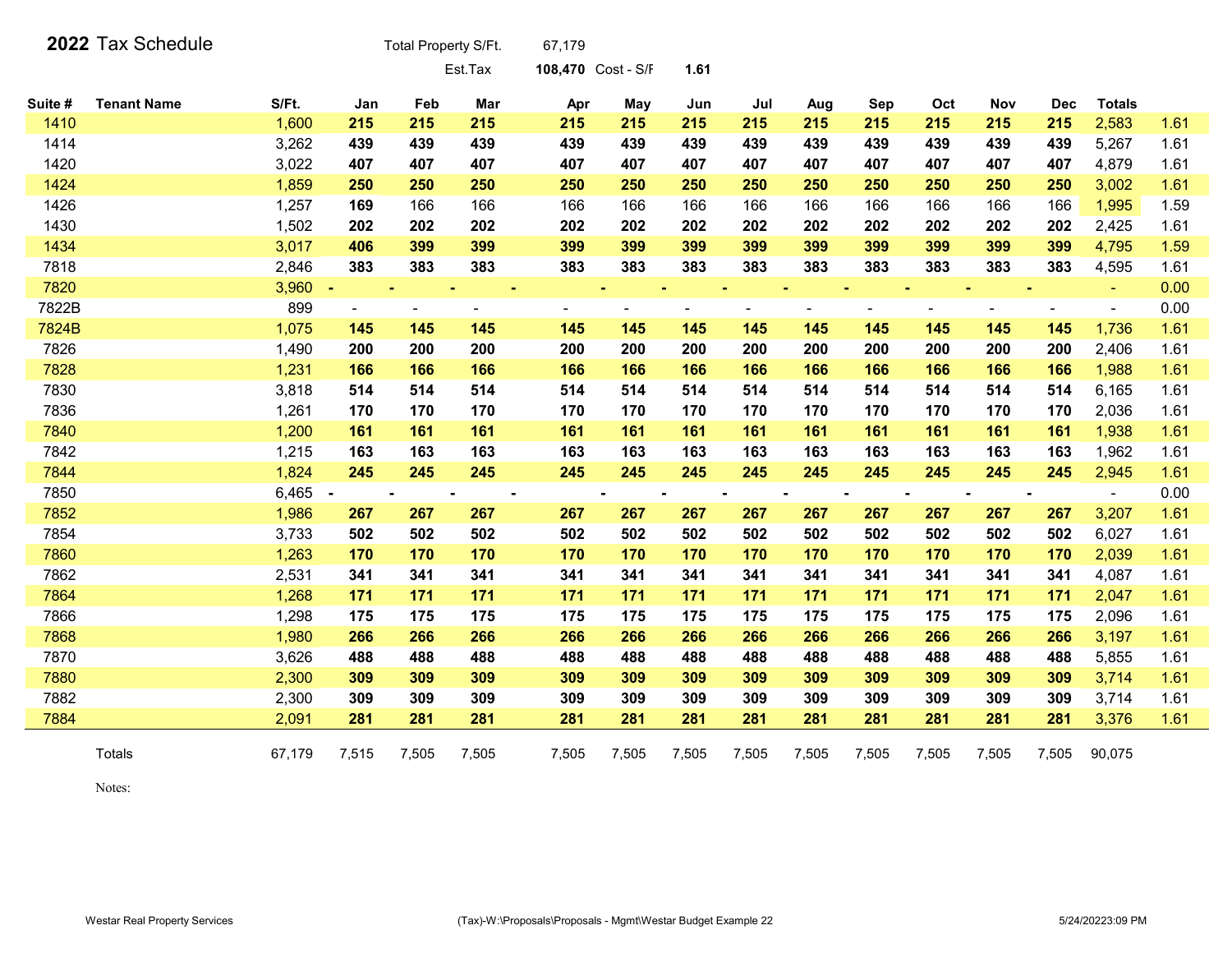# 2022 Tax Schedule

Total Property S/Ft. 67,179

Est.Tax **108,470** Cost - S/F **1.61**

| Suite # | Tenant Name | S/Ft. | Jan | Feb | Mar | Apr | May | Jun | Jul | Aug | Sep | Oct | Nov | Dec | Totals | |
|---|---|---|---|---|---|---|---|---|---|---|---|---|---|---|---|---|
| 1410 | | 1,600 | **215** | **215** | **215** | **215** | **215** | **215** | **215** | **215** | **215** | **215** | **215** | **215** | 2,583 | 1.61 |
| 1414 | | 3,262 | **439** | **439** | **439** | **439** | **439** | **439** | **439** | **439** | **439** | **439** | **439** | **439** | 5,267 | 1.61 |
| 1420 | | 3,022 | **407** | **407** | **407** | **407** | **407** | **407** | **407** | **407** | **407** | **407** | **407** | **407** | 4,879 | 1.61 |
| 1424 | | 1,859 | **250** | **250** | **250** | **250** | **250** | **250** | **250** | **250** | **250** | **250** | **250** | **250** | 3,002 | 1.61 |
| 1426 | | 1,257 | **169** | 166 | 166 | 166 | 166 | 166 | 166 | 166 | 166 | 166 | 166 | 166 | 1,995 | 1.59 |
| 1430 | | 1,502 | **202** | **202** | **202** | **202** | **202** | **202** | **202** | **202** | **202** | **202** | **202** | **202** | 2,425 | 1.61 |
| 1434 | | 3,017 | **406** | **399** | **399** | **399** | **399** | **399** | **399** | **399** | **399** | **399** | **399** | **399** | 4,795 | 1.59 |
| 7818 | | 2,846 | **383** | **383** | **383** | **383** | **383** | **383** | **383** | **383** | **383** | **383** | **383** | **383** | 4,595 | 1.61 |
| 7820 | | 3,960 | **-** | **-** | **-** | **-** | **-** | **-** | **-** | **-** | **-** | **-** | **-** | **-** | - | 0.00 |
| 7822B | | 899 | - | - | - | - | - | - | - | - | - | - | - | - | - | 0.00 |
| 7824B | | 1,075 | **145** | **145** | **145** | **145** | **145** | **145** | **145** | **145** | **145** | **145** | **145** | **145** | 1,736 | 1.61 |
| 7826 | | 1,490 | **200** | **200** | **200** | **200** | **200** | **200** | **200** | **200** | **200** | **200** | **200** | **200** | 2,406 | 1.61 |
| 7828 | | 1,231 | **166** | **166** | **166** | **166** | **166** | **166** | **166** | **166** | **166** | **166** | **166** | **166** | 1,988 | 1.61 |
| 7830 | | 3,818 | **514** | **514** | **514** | **514** | **514** | **514** | **514** | **514** | **514** | **514** | **514** | **514** | 6,165 | 1.61 |
| 7836 | | 1,261 | **170** | **170** | **170** | **170** | **170** | **170** | **170** | **170** | **170** | **170** | **170** | **170** | 2,036 | 1.61 |
| 7840 | | 1,200 | **161** | **161** | **161** | **161** | **161** | **161** | **161** | **161** | **161** | **161** | **161** | **161** | 1,938 | 1.61 |
| 7842 | | 1,215 | **163** | **163** | **163** | **163** | **163** | **163** | **163** | **163** | **163** | **163** | **163** | **163** | 1,962 | 1.61 |
| 7844 | | 1,824 | **245** | **245** | **245** | **245** | **245** | **245** | **245** | **245** | **245** | **245** | **245** | **245** | 2,945 | 1.61 |
| 7850 | | 6,465 | **-** | **-** | **-** | **-** | **-** | **-** | **-** | **-** | **-** | **-** | **-** | **-** | - | 0.00 |
| 7852 | | 1,986 | **267** | **267** | **267** | **267** | **267** | **267** | **267** | **267** | **267** | **267** | **267** | **267** | 3,207 | 1.61 |
| 7854 | | 3,733 | **502** | **502** | **502** | **502** | **502** | **502** | **502** | **502** | **502** | **502** | **502** | **502** | 6,027 | 1.61 |
| 7860 | | 1,263 | **170** | **170** | **170** | **170** | **170** | **170** | **170** | **170** | **170** | **170** | **170** | **170** | 2,039 | 1.61 |
| 7862 | | 2,531 | **341** | **341** | **341** | **341** | **341** | **341** | **341** | **341** | **341** | **341** | **341** | **341** | 4,087 | 1.61 |
| 7864 | | 1,268 | **171** | **171** | **171** | **171** | **171** | **171** | **171** | **171** | **171** | **171** | **171** | **171** | 2,047 | 1.61 |
| 7866 | | 1,298 | **175** | **175** | **175** | **175** | **175** | **175** | **175** | **175** | **175** | **175** | **175** | **175** | 2,096 | 1.61 |
| 7868 | | 1,980 | **266** | **266** | **266** | **266** | **266** | **266** | **266** | **266** | **266** | **266** | **266** | **266** | 3,197 | 1.61 |
| 7870 | | 3,626 | **488** | **488** | **488** | **488** | **488** | **488** | **488** | **488** | **488** | **488** | **488** | **488** | 5,855 | 1.61 |
| 7880 | | 2,300 | **309** | **309** | **309** | **309** | **309** | **309** | **309** | **309** | **309** | **309** | **309** | **309** | 3,714 | 1.61 |
| 7882 | | 2,300 | **309** | **309** | **309** | **309** | **309** | **309** | **309** | **309** | **309** | **309** | **309** | **309** | 3,714 | 1.61 |
| 7884 | | 2,091 | **281** | **281** | **281** | **281** | **281** | **281** | **281** | **281** | **281** | **281** | **281** | **281** | 3,376 | 1.61 |
| | Totals | 67,179 | 7,515 | 7,505 | 7,505 | 7,505 | 7,505 | 7,505 | 7,505 | 7,505 | 7,505 | 7,505 | 7,505 | 7,505 | 90,075 | |

Notes:

Westar Real Property Services (Tax)-W:\Proposals\Proposals - Mgmt\Westar Budget Example 22 5/24/20223:09 PM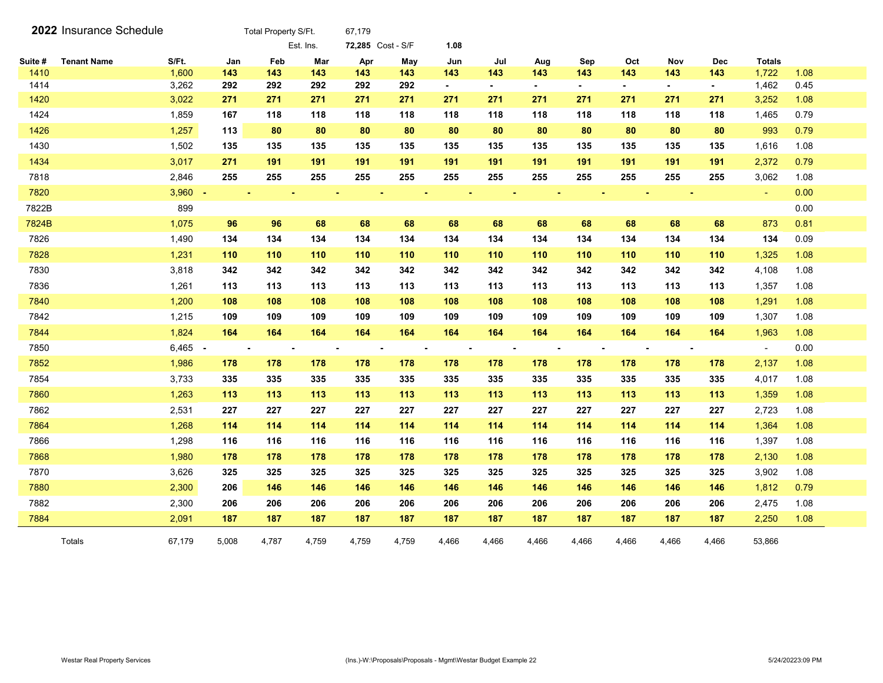# 2022 Insurance Schedule

Total Property S/Ft. 67,179

Est. Ins. 72,285 Cost - S/F 1.08

| Suite # | Tenant Name | S/Ft. | Jan | Feb | Mar | Apr | May | Jun | Jul | Aug | Sep | Oct | Nov | Dec | Totals | |
|---|---|---|---|---|---|---|---|---|---|---|---|---|---|---|---|---|
| 1410 | | 1,600 | 143 | 143 | 143 | 143 | 143 | 143 | 143 | 143 | 143 | 143 | 143 | 143 | 1,722 | 1.08 |
| 1414 | | 3,262 | 292 | 292 | 292 | 292 | 292 | - | - | - | - | - | - | - | 1,462 | 0.45 |
| 1420 | | 3,022 | 271 | 271 | 271 | 271 | 271 | 271 | 271 | 271 | 271 | 271 | 271 | 271 | 3,252 | 1.08 |
| 1424 | | 1,859 | 167 | 118 | 118 | 118 | 118 | 118 | 118 | 118 | 118 | 118 | 118 | 118 | 1,465 | 0.79 |
| 1426 | | 1,257 | 113 | 80 | 80 | 80 | 80 | 80 | 80 | 80 | 80 | 80 | 80 | 80 | 993 | 0.79 |
| 1430 | | 1,502 | 135 | 135 | 135 | 135 | 135 | 135 | 135 | 135 | 135 | 135 | 135 | 135 | 1,616 | 1.08 |
| 1434 | | 3,017 | 271 | 191 | 191 | 191 | 191 | 191 | 191 | 191 | 191 | 191 | 191 | 191 | 2,372 | 0.79 |
| 7818 | | 2,846 | 255 | 255 | 255 | 255 | 255 | 255 | 255 | 255 | 255 | 255 | 255 | 255 | 3,062 | 1.08 |
| 7820 | | 3,960 | - | - | - | - | - | - | - | - | - | - | - | - | - | 0.00 |
| 7822B | | 899 | | | | | | | | | | | | | | 0.00 |
| 7824B | | 1,075 | 96 | 96 | 68 | 68 | 68 | 68 | 68 | 68 | 68 | 68 | 68 | 68 | 873 | 0.81 |
| 7826 | | 1,490 | 134 | 134 | 134 | 134 | 134 | 134 | 134 | 134 | 134 | 134 | 134 | 134 | 134 | 0.09 |
| 7828 | | 1,231 | 110 | 110 | 110 | 110 | 110 | 110 | 110 | 110 | 110 | 110 | 110 | 110 | 1,325 | 1.08 |
| 7830 | | 3,818 | 342 | 342 | 342 | 342 | 342 | 342 | 342 | 342 | 342 | 342 | 342 | 342 | 4,108 | 1.08 |
| 7836 | | 1,261 | 113 | 113 | 113 | 113 | 113 | 113 | 113 | 113 | 113 | 113 | 113 | 113 | 1,357 | 1.08 |
| 7840 | | 1,200 | 108 | 108 | 108 | 108 | 108 | 108 | 108 | 108 | 108 | 108 | 108 | 108 | 1,291 | 1.08 |
| 7842 | | 1,215 | 109 | 109 | 109 | 109 | 109 | 109 | 109 | 109 | 109 | 109 | 109 | 109 | 1,307 | 1.08 |
| 7844 | | 1,824 | 164 | 164 | 164 | 164 | 164 | 164 | 164 | 164 | 164 | 164 | 164 | 164 | 1,963 | 1.08 |
| 7850 | | 6,465 | - | - | - | - | - | - | - | - | - | - | - | - | - | 0.00 |
| 7852 | | 1,986 | 178 | 178 | 178 | 178 | 178 | 178 | 178 | 178 | 178 | 178 | 178 | 178 | 2,137 | 1.08 |
| 7854 | | 3,733 | 335 | 335 | 335 | 335 | 335 | 335 | 335 | 335 | 335 | 335 | 335 | 335 | 4,017 | 1.08 |
| 7860 | | 1,263 | 113 | 113 | 113 | 113 | 113 | 113 | 113 | 113 | 113 | 113 | 113 | 113 | 1,359 | 1.08 |
| 7862 | | 2,531 | 227 | 227 | 227 | 227 | 227 | 227 | 227 | 227 | 227 | 227 | 227 | 227 | 2,723 | 1.08 |
| 7864 | | 1,268 | 114 | 114 | 114 | 114 | 114 | 114 | 114 | 114 | 114 | 114 | 114 | 114 | 1,364 | 1.08 |
| 7866 | | 1,298 | 116 | 116 | 116 | 116 | 116 | 116 | 116 | 116 | 116 | 116 | 116 | 116 | 1,397 | 1.08 |
| 7868 | | 1,980 | 178 | 178 | 178 | 178 | 178 | 178 | 178 | 178 | 178 | 178 | 178 | 178 | 2,130 | 1.08 |
| 7870 | | 3,626 | 325 | 325 | 325 | 325 | 325 | 325 | 325 | 325 | 325 | 325 | 325 | 325 | 3,902 | 1.08 |
| 7880 | | 2,300 | 206 | 146 | 146 | 146 | 146 | 146 | 146 | 146 | 146 | 146 | 146 | 146 | 1,812 | 0.79 |
| 7882 | | 2,300 | 206 | 206 | 206 | 206 | 206 | 206 | 206 | 206 | 206 | 206 | 206 | 206 | 2,475 | 1.08 |
| 7884 | | 2,091 | 187 | 187 | 187 | 187 | 187 | 187 | 187 | 187 | 187 | 187 | 187 | 187 | 2,250 | 1.08 |
| | Totals | 67,179 | 5,008 | 4,787 | 4,759 | 4,759 | 4,759 | 4,466 | 4,466 | 4,466 | 4,466 | 4,466 | 4,466 | 4,466 | 53,866 | |

Westar Real Property Services (Ins.)-W:\Proposals\Proposals - Mgmt\Westar Budget Example 22 5/24/20223:09 PM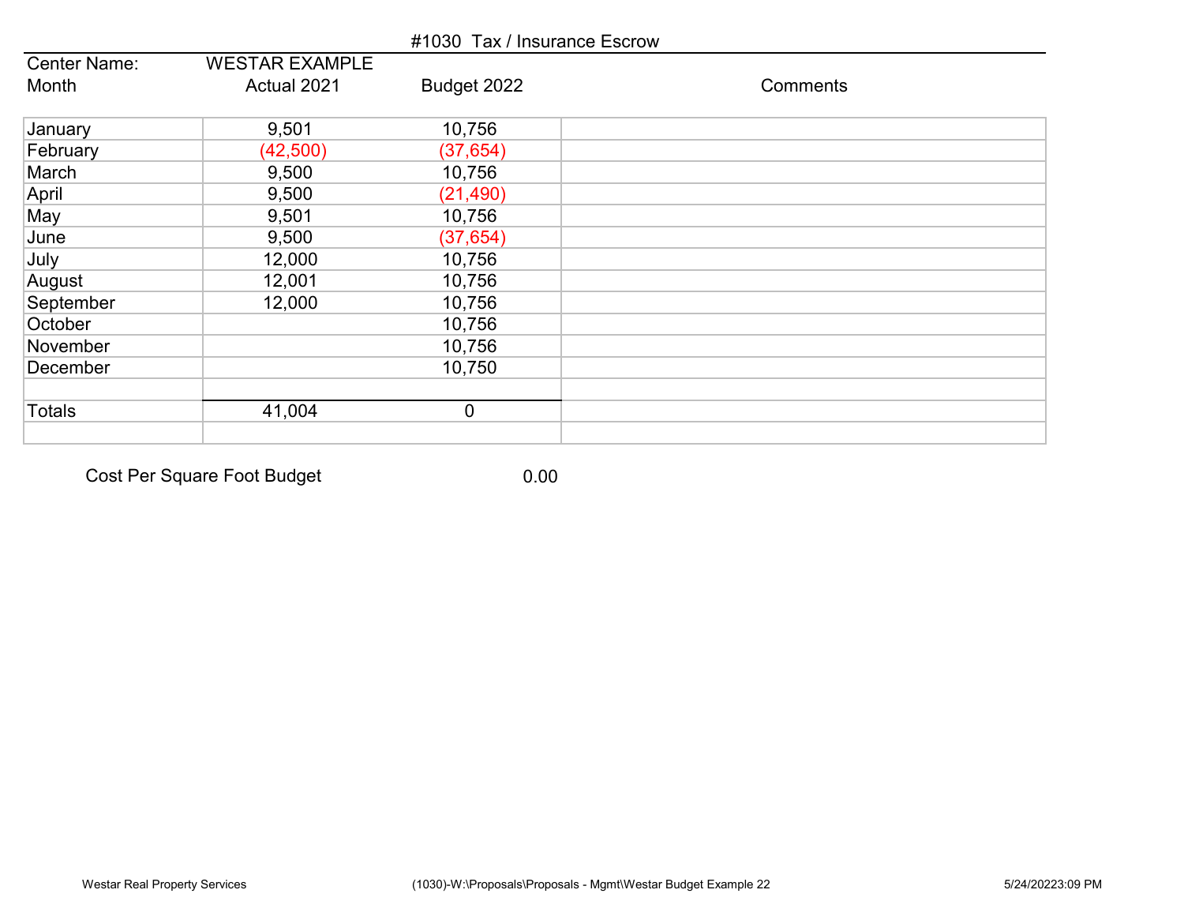# #1030 Tax / Insurance Escrow

| Center Name: | WESTAR EXAMPLE | | |
|---|---|---|---|
| Month | Actual 2021 | Budget 2022 | Comments |
| January | 9,501 | 10,756 | |
| February | (42,500) | (37,654) | |
| March | 9,500 | 10,756 | |
| April | 9,500 | (21,490) | |
| May | 9,501 | 10,756 | |
| June | 9,500 | (37,654) | |
| July | 12,000 | 10,756 | |
| August | 12,001 | 10,756 | |
| September | 12,000 | 10,756 | |
| October | | 10,756 | |
| November | | 10,756 | |
| December | | 10,750 | |
| | | | |
| Totals | 41,004 | 0 | |

Cost Per Square Foot Budget 0.00

Westar Real Property Services (1030)-W:\Proposals\Proposals - Mgmt\Westar Budget Example 22 5/24/20223:09 PM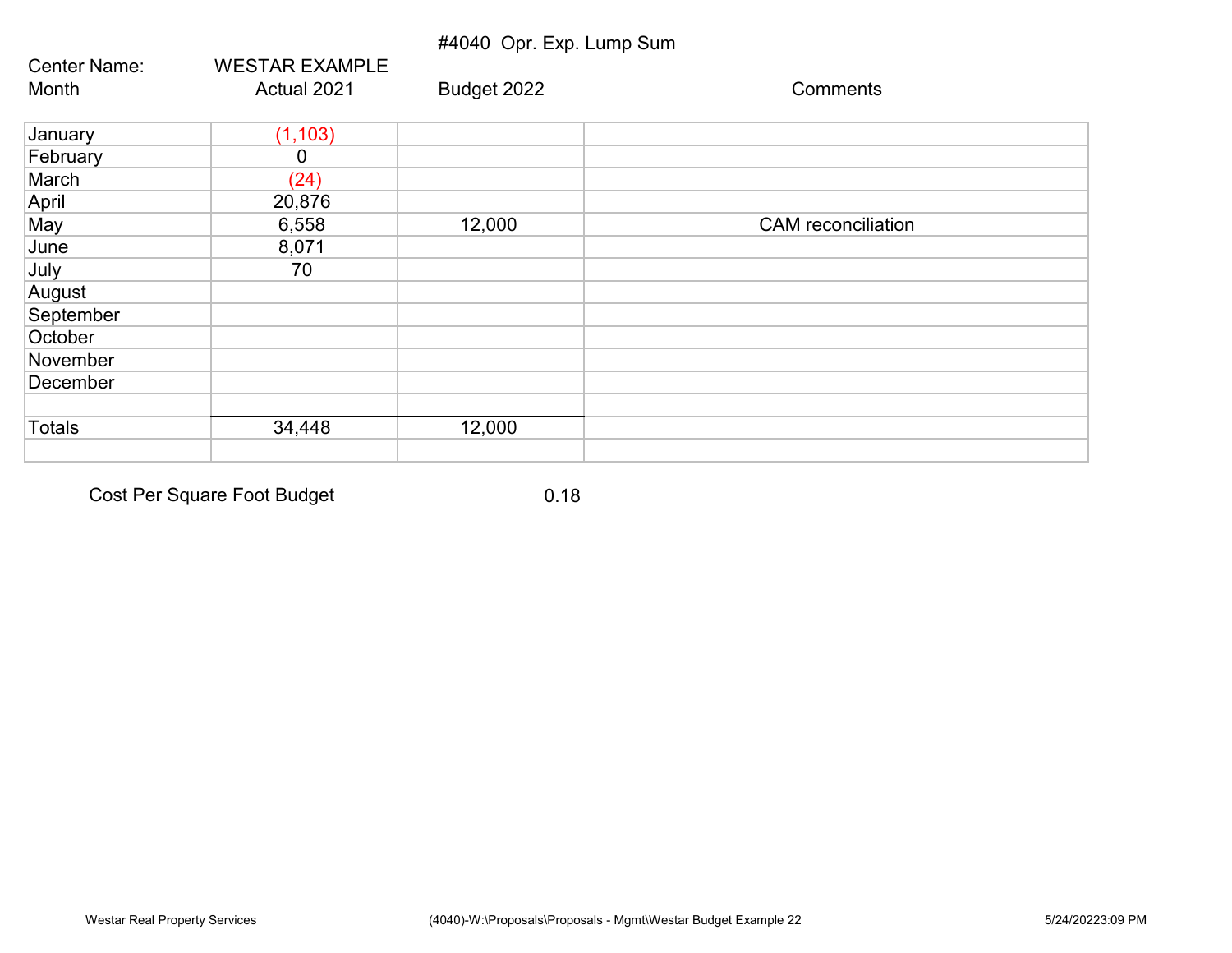#4040 Opr. Exp. Lump Sum

Center Name: WESTAR EXAMPLE

| Month | Actual 2021 | Budget 2022 | Comments |
|---|---|---|---|
| January | (1,103) | | |
| February | 0 | | |
| March | (24) | | |
| April | 20,876 | | |
| May | 6,558 | 12,000 | CAM reconciliation |
| June | 8,071 | | |
| July | 70 | | |
| August | | | |
| September | | | |
| October | | | |
| November | | | |
| December | | | |
| | | | |
| Totals | 34,448 | 12,000 | |

Cost Per Square Foot Budget 0.18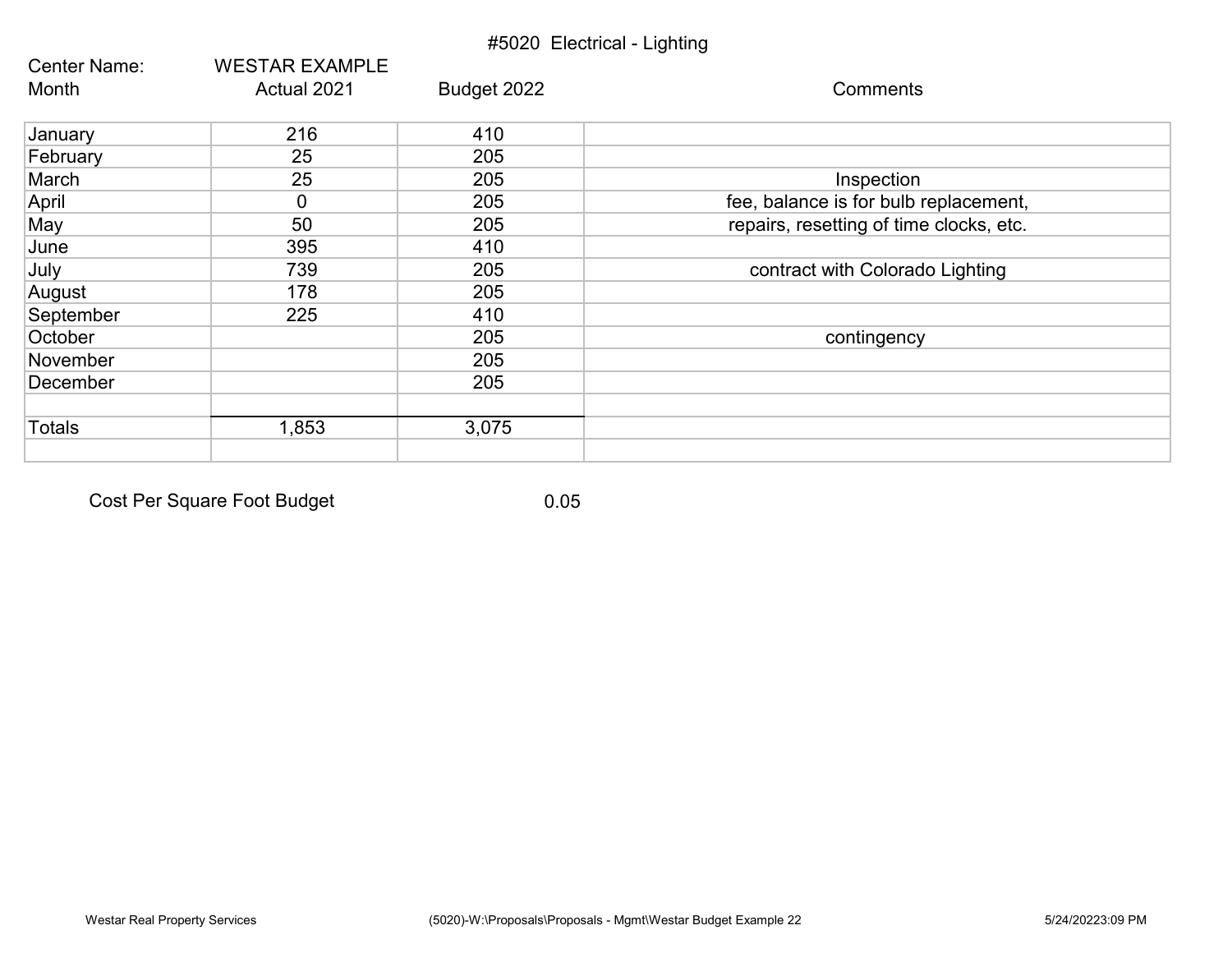# #5020 Electrical - Lighting

Center Name: WESTAR EXAMPLE

| Month | Actual 2021 | Budget 2022 | Comments |
|---|---|---|---|
| January | 216 | 410 | |
| February | 25 | 205 | |
| March | 25 | 205 | Inspection |
| April | 0 | 205 | fee, balance is for bulb replacement, |
| May | 50 | 205 | repairs, resetting of time clocks, etc. |
| June | 395 | 410 | |
| July | 739 | 205 | contract with Colorado Lighting |
| August | 178 | 205 | |
| September | 225 | 410 | |
| October | | 205 | contingency |
| November | | 205 | |
| December | | 205 | |
| | | | |
| Totals | 1,853 | 3,075 | |
| | | | |

Cost Per Square Foot Budget 0.05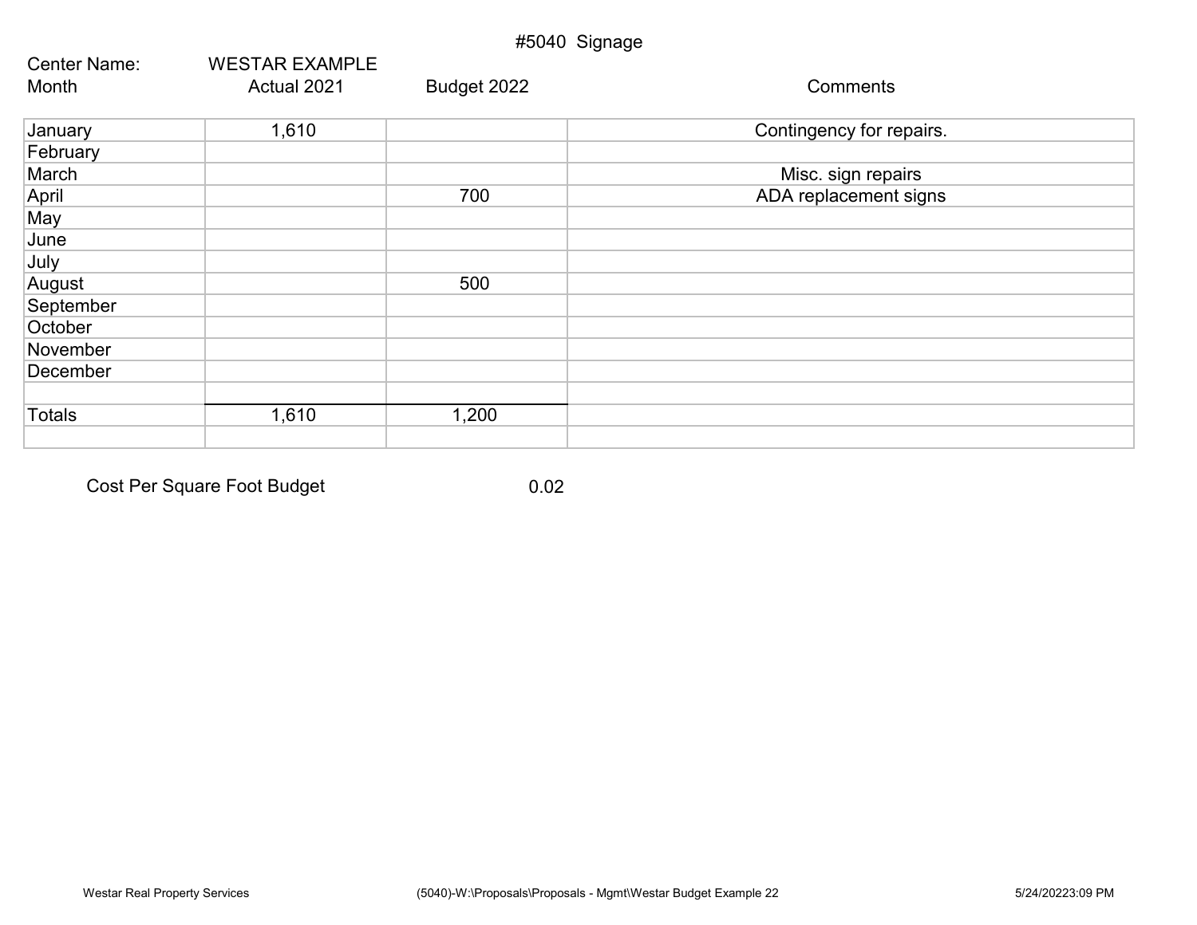# #5040 Signage

Center Name: WESTAR EXAMPLE

| Month | Actual 2021 | Budget 2022 | Comments |
|---|---|---|---|
| January | 1,610 | | Contingency for repairs. |
| February | | | |
| March | | | Misc. sign repairs |
| April | | 700 | ADA replacement signs |
| May | | | |
| June | | | |
| July | | | |
| August | | 500 | |
| September | | | |
| October | | | |
| November | | | |
| December | | | |
| | | | |
| Totals | 1,610 | 1,200 | |
| | | | |

Cost Per Square Foot Budget 0.02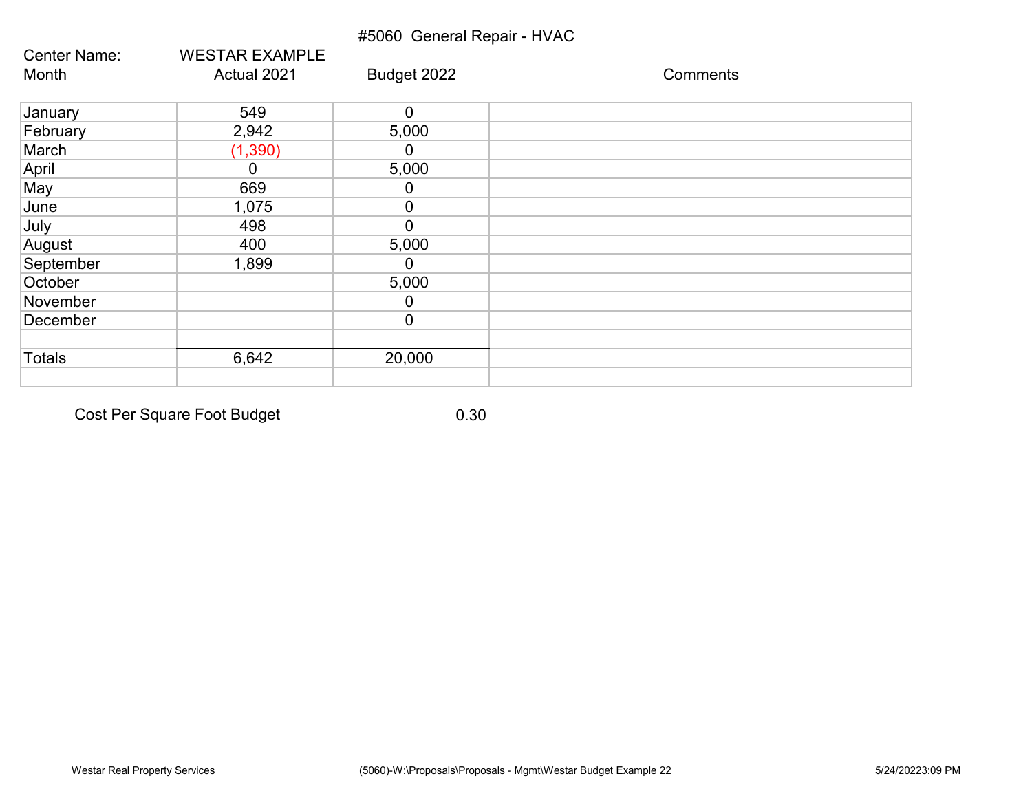# #5060 General Repair - HVAC

Center Name: WESTAR EXAMPLE

| Month | Actual 2021 | Budget 2022 | Comments |
|---|---|---|---|
| January | 549 | 0 | |
| February | 2,942 | 5,000 | |
| March | (1,390) | 0 | |
| April | 0 | 5,000 | |
| May | 669 | 0 | |
| June | 1,075 | 0 | |
| July | 498 | 0 | |
| August | 400 | 5,000 | |
| September | 1,899 | 0 | |
| October | | 5,000 | |
| November | | 0 | |
| December | | 0 | |
| | | | |
| Totals | 6,642 | 20,000 | |

Cost Per Square Foot Budget 0.30

Westar Real Property Services (5060)-W:\Proposals\Proposals - Mgmt\Westar Budget Example 22 5/24/20223:09 PM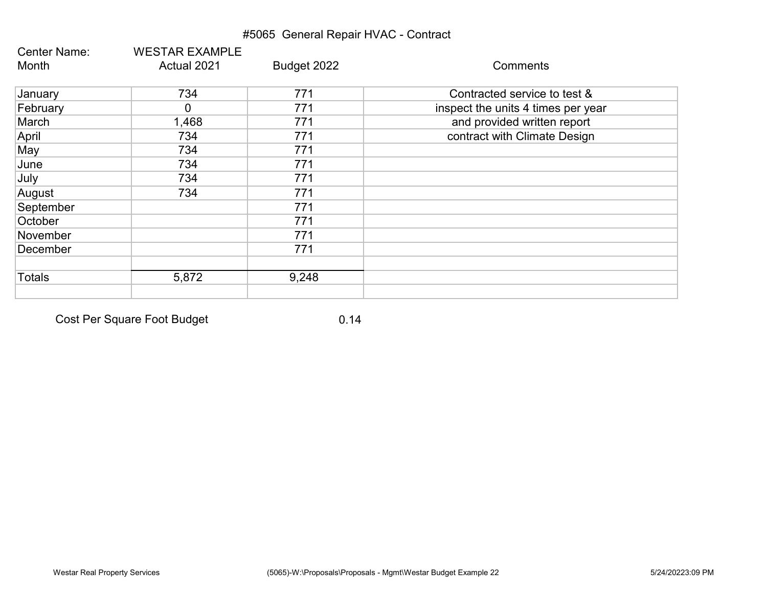# #5065 General Repair HVAC - Contract

Center Name: WESTAR EXAMPLE

| Month | Actual 2021 | Budget 2022 | Comments |
|---|---|---|---|
| January | 734 | 771 | Contracted service to test & |
| February | 0 | 771 | inspect the units 4 times per year |
| March | 1,468 | 771 | and provided written report |
| April | 734 | 771 | contract with Climate Design |
| May | 734 | 771 | |
| June | 734 | 771 | |
| July | 734 | 771 | |
| August | 734 | 771 | |
| September | | 771 | |
| October | | 771 | |
| November | | 771 | |
| December | | 771 | |
| | | | |
| Totals | 5,872 | 9,248 | |
| | | | |

Cost Per Square Foot Budget 0.14

Westar Real Property Services (5065)-W:\Proposals\Proposals - Mgmt\Westar Budget Example 22 5/24/20223:09 PM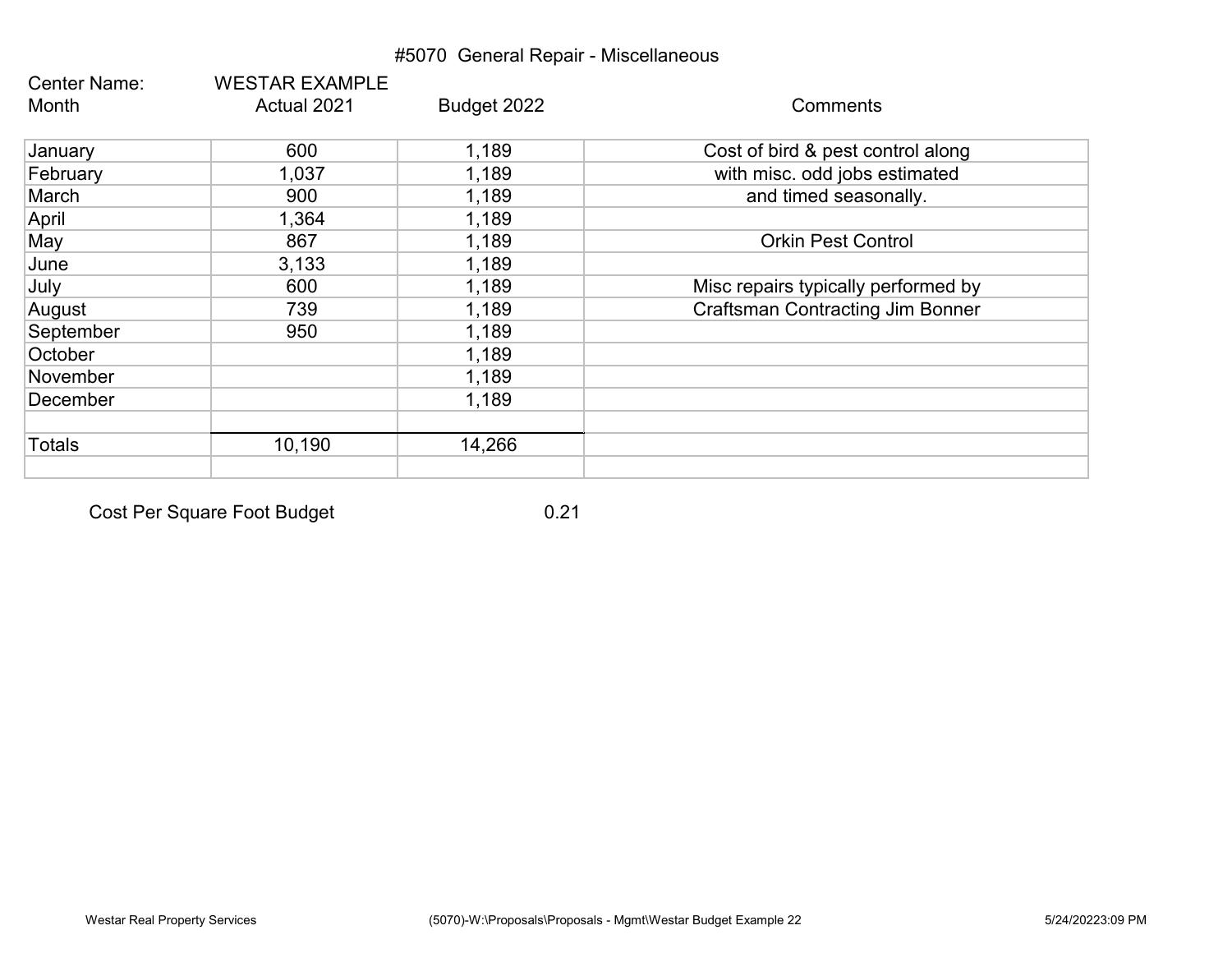# #5070 General Repair - Miscellaneous

Center Name: WESTAR EXAMPLE

| Month | Actual 2021 | Budget 2022 | Comments |
|---|---|---|---|
| January | 600 | 1,189 | Cost of bird & pest control along |
| February | 1,037 | 1,189 | with misc. odd jobs estimated |
| March | 900 | 1,189 | and timed seasonally. |
| April | 1,364 | 1,189 | |
| May | 867 | 1,189 | Orkin Pest Control |
| June | 3,133 | 1,189 | |
| July | 600 | 1,189 | Misc repairs typically performed by |
| August | 739 | 1,189 | Craftsman Contracting Jim Bonner |
| September | 950 | 1,189 | |
| October | | 1,189 | |
| November | | 1,189 | |
| December | | 1,189 | |
| | | | |
| Totals | 10,190 | 14,266 | |
| | | | |

Cost Per Square Foot Budget 0.21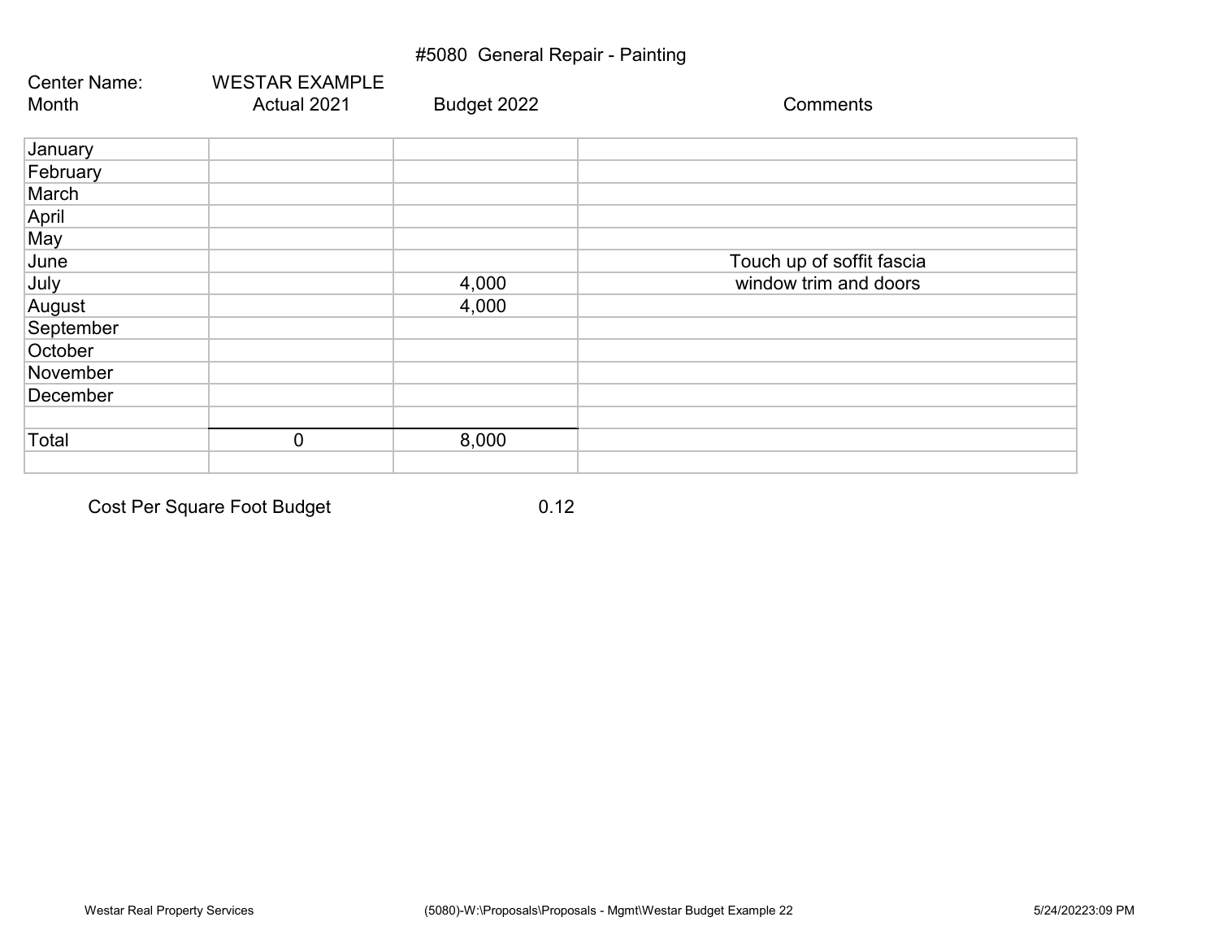# #5080 General Repair - Painting

Center Name: WESTAR EXAMPLE

| Month | Actual 2021 | Budget 2022 | Comments |
|---|---|---|---|
| January | | | |
| February | | | |
| March | | | |
| April | | | |
| May | | | |
| June | | | Touch up of soffit fascia |
| July | | 4,000 | window trim and doors |
| August | | 4,000 | |
| September | | | |
| October | | | |
| November | | | |
| December | | | |
| | | | |
| Total | 0 | 8,000 | |
| | | | |

Cost Per Square Foot Budget 0.12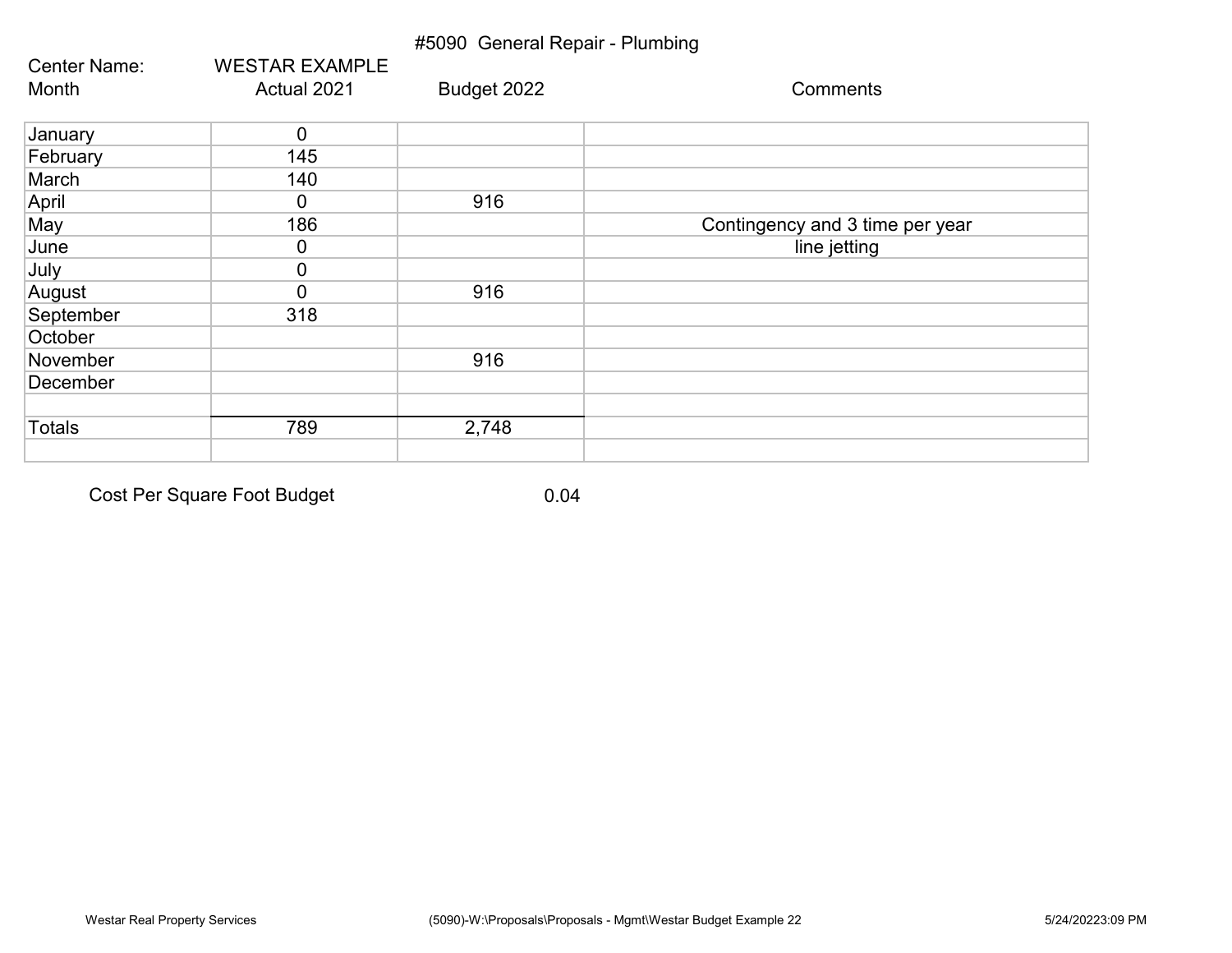# #5090 General Repair - Plumbing

Center Name: WESTAR EXAMPLE

| Month | Actual 2021 | Budget 2022 | Comments |
|---|---|---|---|
| January | 0 | | |
| February | 145 | | |
| March | 140 | | |
| April | 0 | 916 | |
| May | 186 | | Contingency and 3 time per year |
| June | 0 | | line jetting |
| July | 0 | | |
| August | 0 | 916 | |
| September | 318 | | |
| October | | | |
| November | | 916 | |
| December | | | |
| | | | |
| Totals | 789 | 2,748 | |
| | | | |

Cost Per Square Foot Budget 0.04

Westar Real Property Services (5090)-W:\Proposals\Proposals - Mgmt\Westar Budget Example 22 5/24/20223:09 PM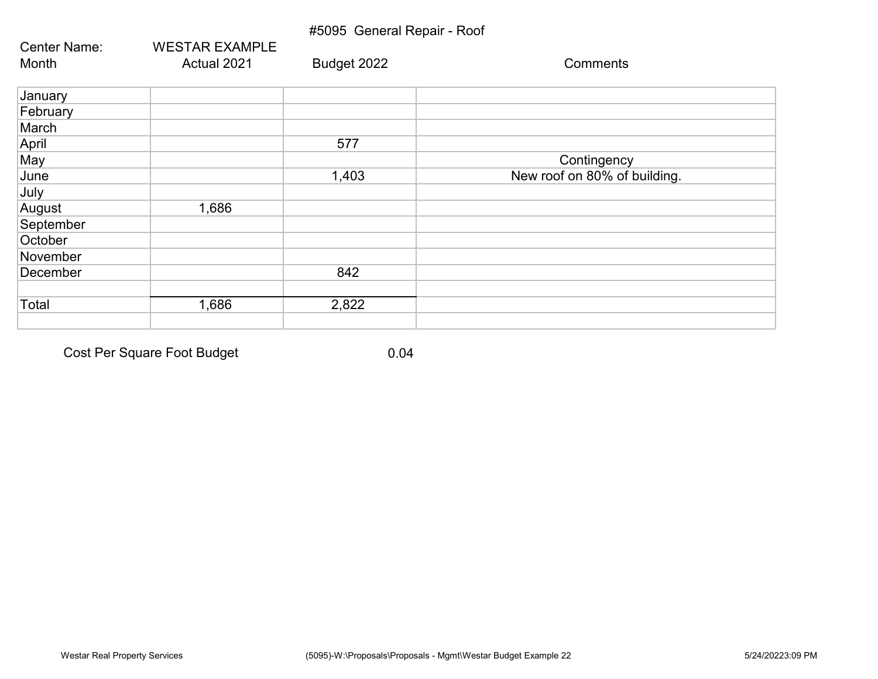# #5095 General Repair - Roof

Center Name: WESTAR EXAMPLE

| Month | Actual 2021 | Budget 2022 | Comments |
|---|---|---|---|
| January | | | |
| February | | | |
| March | | | |
| April | | 577 | |
| May | | | Contingency |
| June | | 1,403 | New roof on 80% of building. |
| July | | | |
| August | 1,686 | | |
| September | | | |
| October | | | |
| November | | | |
| December | | 842 | |
| | | | |
| Total | 1,686 | 2,822 | |
| | | | |

Cost Per Square Foot Budget 0.04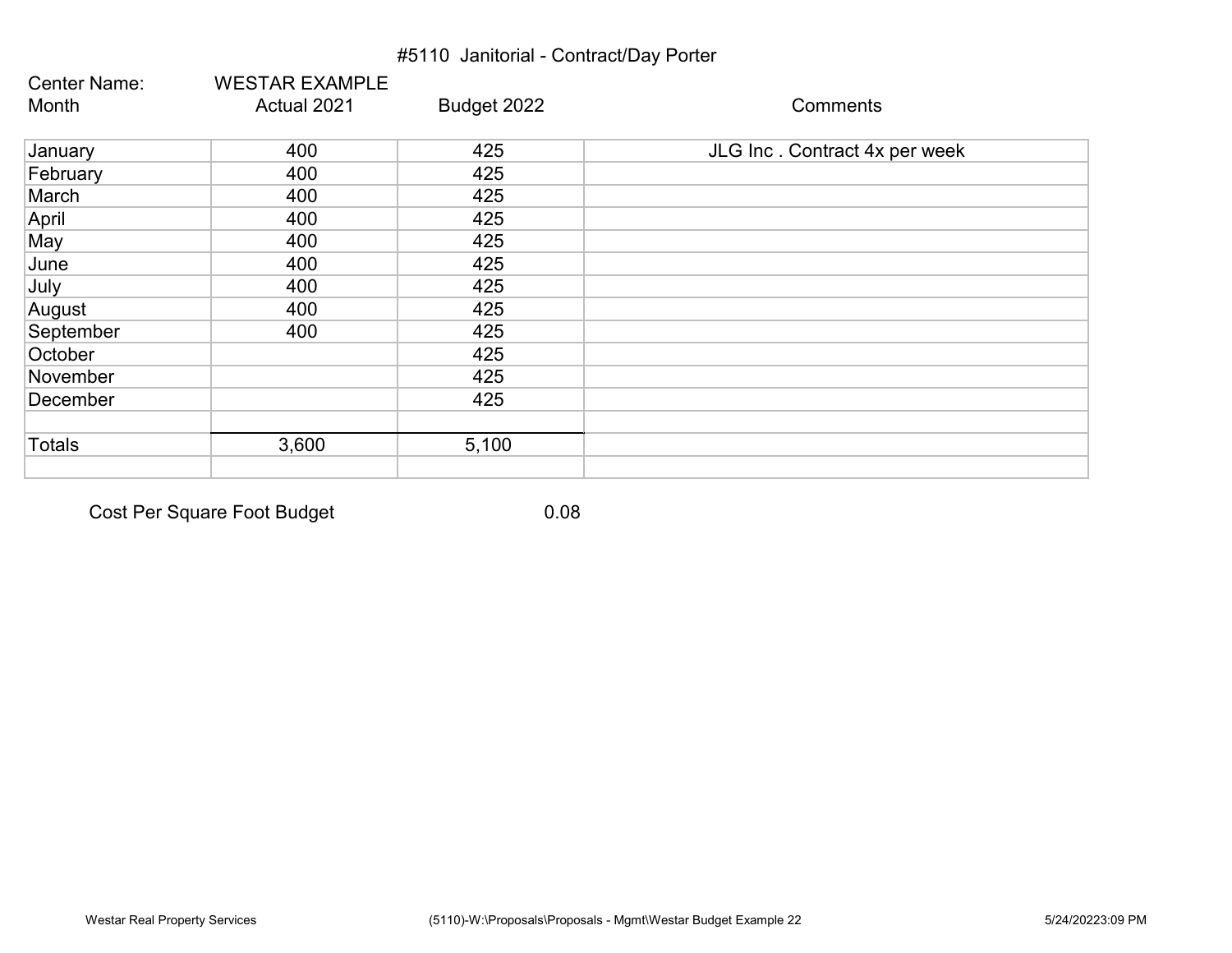# #5110 Janitorial - Contract/Day Porter

Center Name: WESTAR EXAMPLE

| Month | Actual 2021 | Budget 2022 | Comments |
|---|---|---|---|
| January | 400 | 425 | JLG Inc . Contract 4x per week |
| February | 400 | 425 | |
| March | 400 | 425 | |
| April | 400 | 425 | |
| May | 400 | 425 | |
| June | 400 | 425 | |
| July | 400 | 425 | |
| August | 400 | 425 | |
| September | 400 | 425 | |
| October | | 425 | |
| November | | 425 | |
| December | | 425 | |
| | | | |
| Totals | 3,600 | 5,100 | |
| | | | |

Cost Per Square Foot Budget 0.08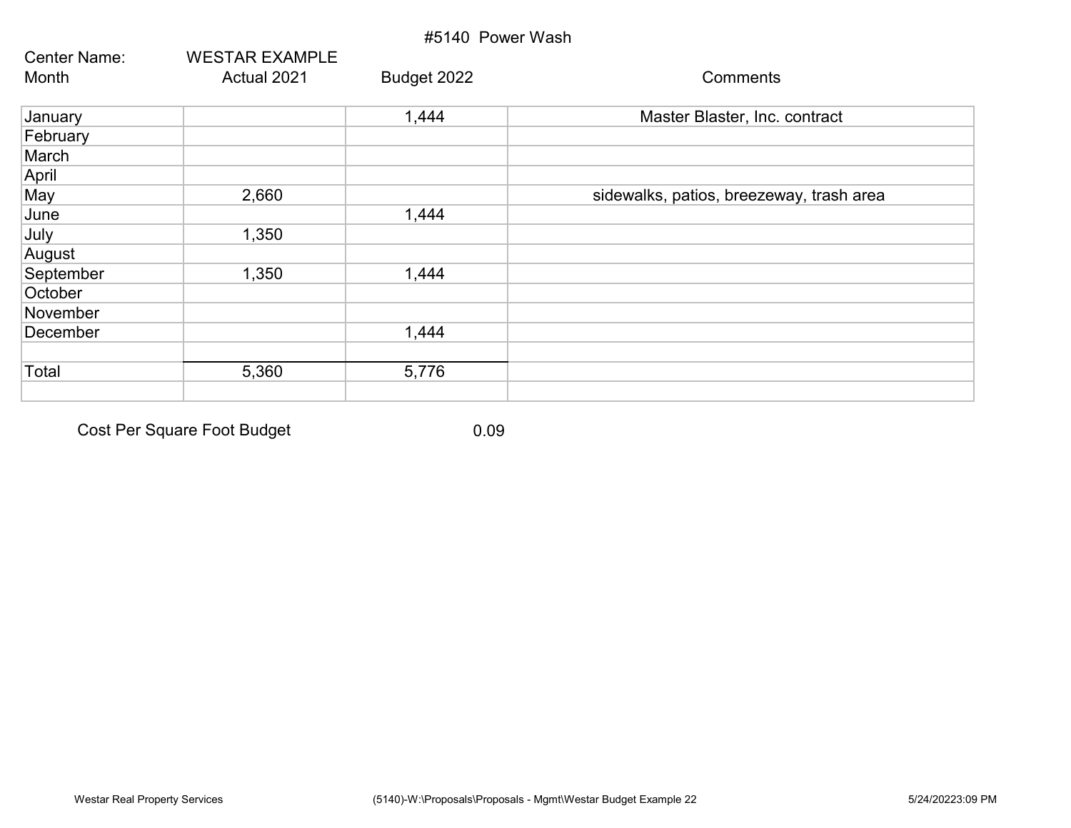# #5140 Power Wash

Center Name: WESTAR EXAMPLE

| Month | Actual 2021 | Budget 2022 | Comments |
|---|---|---|---|
| January | | 1,444 | Master Blaster, Inc. contract |
| February | | | |
| March | | | |
| April | | | |
| May | 2,660 | | sidewalks, patios, breezeway, trash area |
| June | | 1,444 | |
| July | 1,350 | | |
| August | | | |
| September | 1,350 | 1,444 | |
| October | | | |
| November | | | |
| December | | 1,444 | |
| | | | |
| Total | 5,360 | 5,776 | |

Cost Per Square Foot Budget 0.09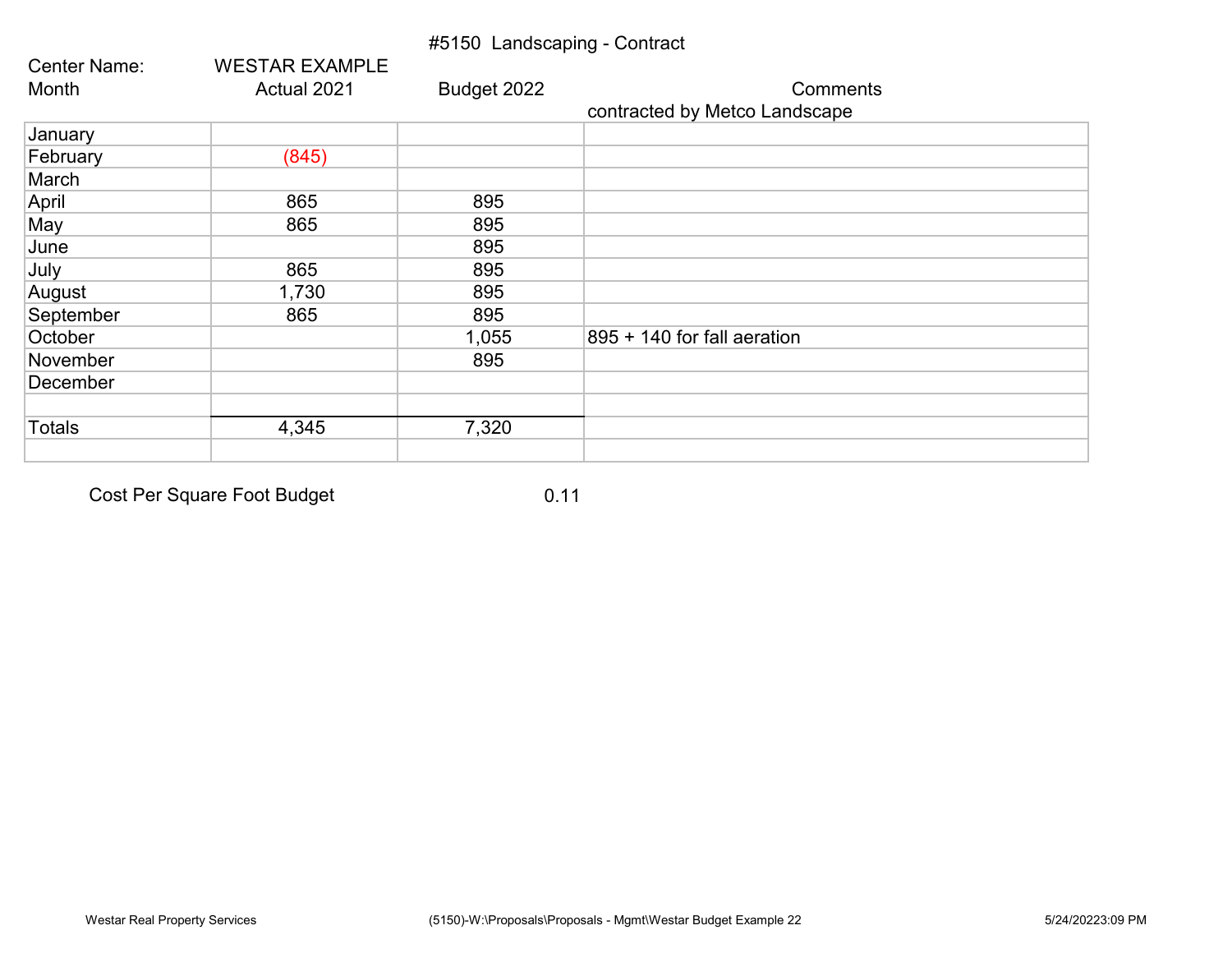# #5150 Landscaping - Contract

Center Name: WESTAR EXAMPLE

| Month | Actual 2021 | Budget 2022 | Comments |
|---|---|---|---|
| | | | contracted by Metco Landscape |
| January | | | |
| February | (845) | | |
| March | | | |
| April | 865 | 895 | |
| May | 865 | 895 | |
| June | | 895 | |
| July | 865 | 895 | |
| August | 1,730 | 895 | |
| September | 865 | 895 | |
| October | | 1,055 | 895 + 140 for fall aeration |
| November | | 895 | |
| December | | | |
| | | | |
| Totals | 4,345 | 7,320 | |

Cost Per Square Foot Budget 0.11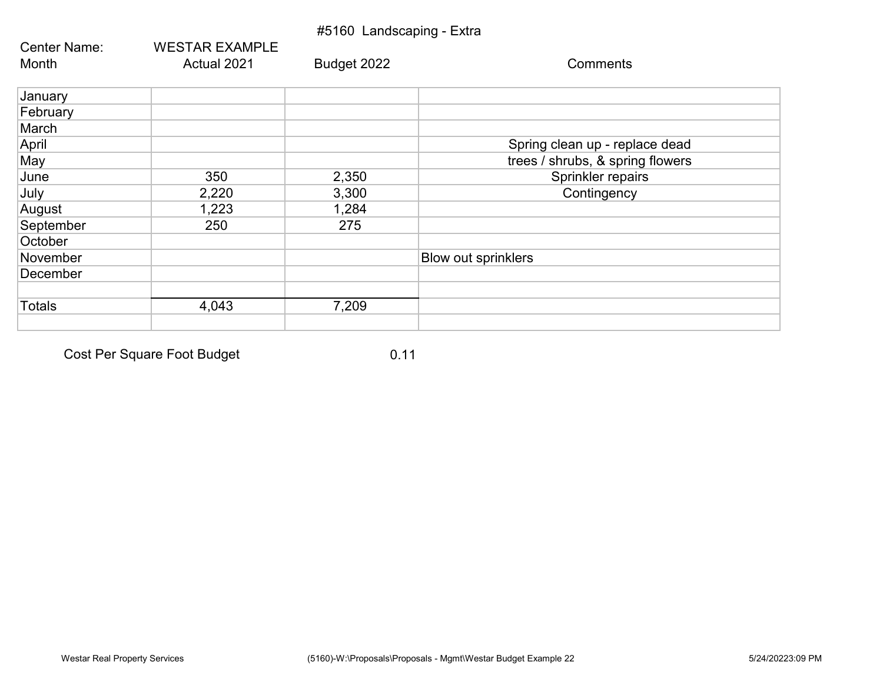#5160 Landscaping - Extra

| Center Name: | WESTAR EXAMPLE | | |
|---|---|---|---|
| Month | Actual 2021 | Budget 2022 | Comments |
| January | | | |
| February | | | |
| March | | | |
| April | | | Spring clean up - replace dead |
| May | | | trees / shrubs, & spring flowers |
| June | 350 | 2,350 | Sprinkler repairs |
| July | 2,220 | 3,300 | Contingency |
| August | 1,223 | 1,284 | |
| September | 250 | 275 | |
| October | | | |
| November | | | Blow out sprinklers |
| December | | | |
| | | | |
| Totals | 4,043 | 7,209 | |

Cost Per Square Foot Budget 0.11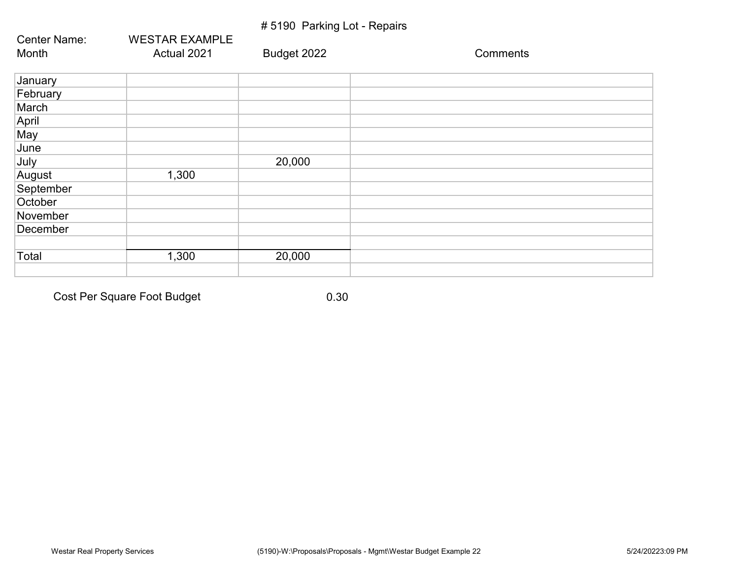# # 5190 Parking Lot - Repairs

Center Name: WESTAR EXAMPLE

| Month | Actual 2021 | Budget 2022 | Comments |
|---|---|---|---|
| January | | | |
| February | | | |
| March | | | |
| April | | | |
| May | | | |
| June | | | |
| July | | 20,000 | |
| August | 1,300 | | |
| September | | | |
| October | | | |
| November | | | |
| December | | | |
| | | | |
| Total | 1,300 | 20,000 | |
| | | | |

Cost Per Square Foot Budget 0.30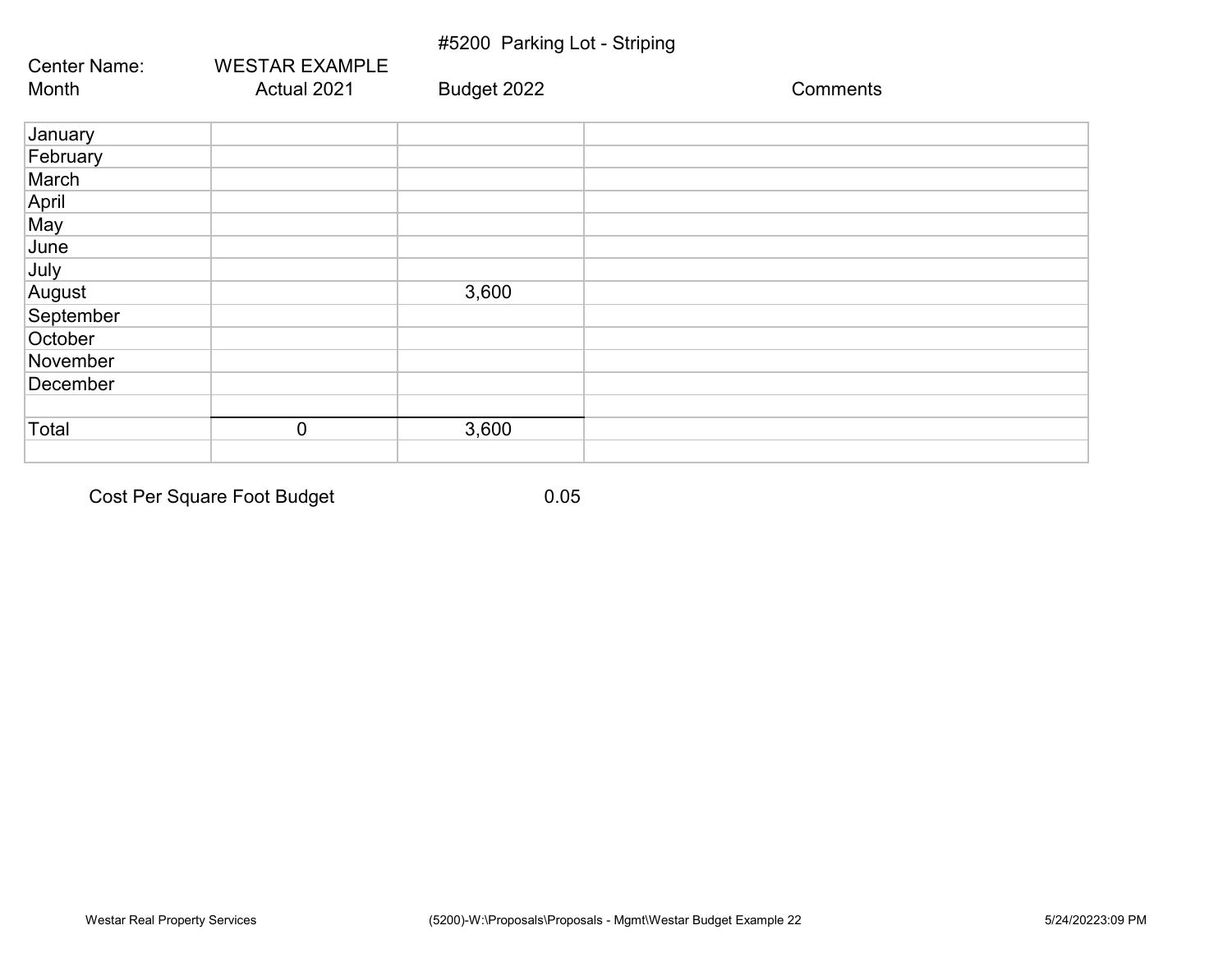#5200 Parking Lot - Striping

Center Name: WESTAR EXAMPLE

| Month | Actual 2021 | Budget 2022 | Comments |
|---|---|---|---|
| January | | | |
| February | | | |
| March | | | |
| April | | | |
| May | | | |
| June | | | |
| July | | | |
| August | | 3,600 | |
| September | | | |
| October | | | |
| November | | | |
| December | | | |
| | | | |
| Total | 0 | 3,600 | |
| | | | |

Cost Per Square Foot Budget 0.05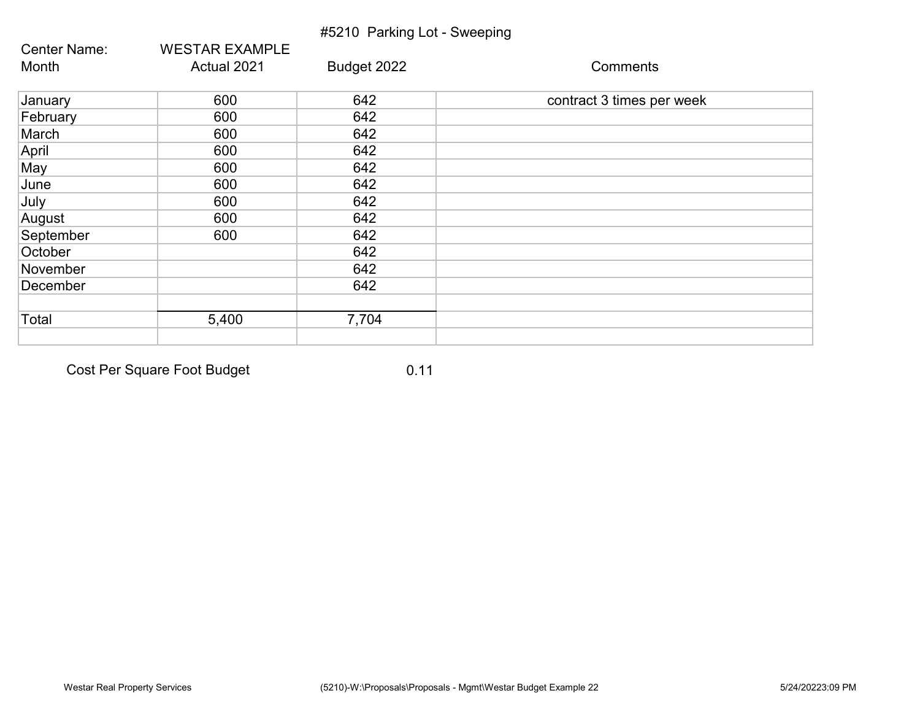# #5210 Parking Lot - Sweeping

Center Name: WESTAR EXAMPLE

| Month | Actual 2021 | Budget 2022 | Comments |
|---|---|---|---|
| January | 600 | 642 | contract 3 times per week |
| February | 600 | 642 | |
| March | 600 | 642 | |
| April | 600 | 642 | |
| May | 600 | 642 | |
| June | 600 | 642 | |
| July | 600 | 642 | |
| August | 600 | 642 | |
| September | 600 | 642 | |
| October | | 642 | |
| November | | 642 | |
| December | | 642 | |
| | | | |
| Total | 5,400 | 7,704 | |
| | | | |

Cost Per Square Foot Budget 0.11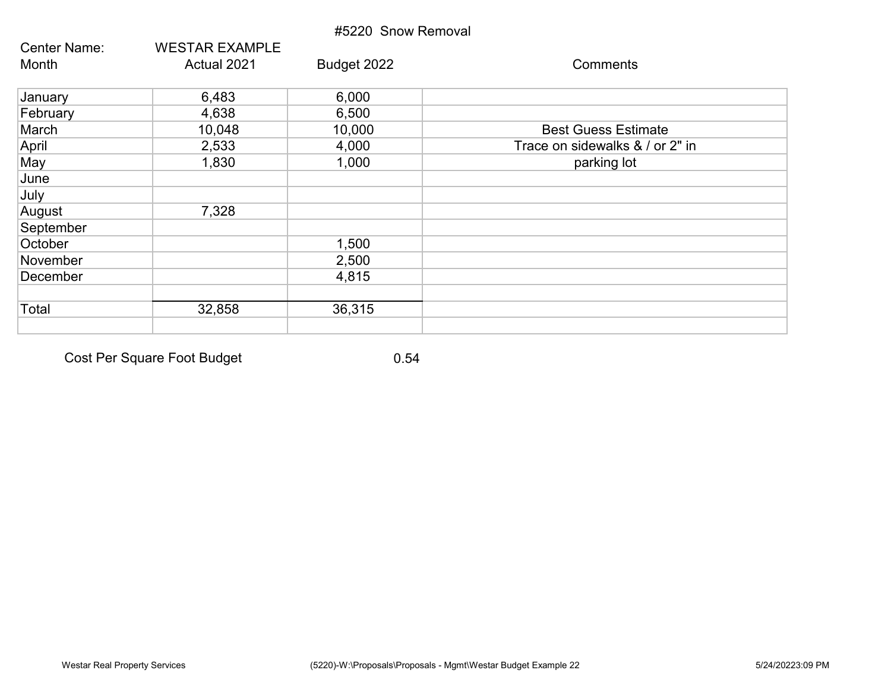# #5220 Snow Removal

Center Name: WESTAR EXAMPLE

| Month | Actual 2021 | Budget 2022 | Comments |
|---|---|---|---|
| January | 6,483 | 6,000 | |
| February | 4,638 | 6,500 | |
| March | 10,048 | 10,000 | Best Guess Estimate |
| April | 2,533 | 4,000 | Trace on sidewalks & / or 2" in |
| May | 1,830 | 1,000 | parking lot |
| June | | | |
| July | | | |
| August | 7,328 | | |
| September | | | |
| October | | 1,500 | |
| November | | 2,500 | |
| December | | 4,815 | |
| | | | |
| Total | 32,858 | 36,315 | |

Cost Per Square Foot Budget 0.54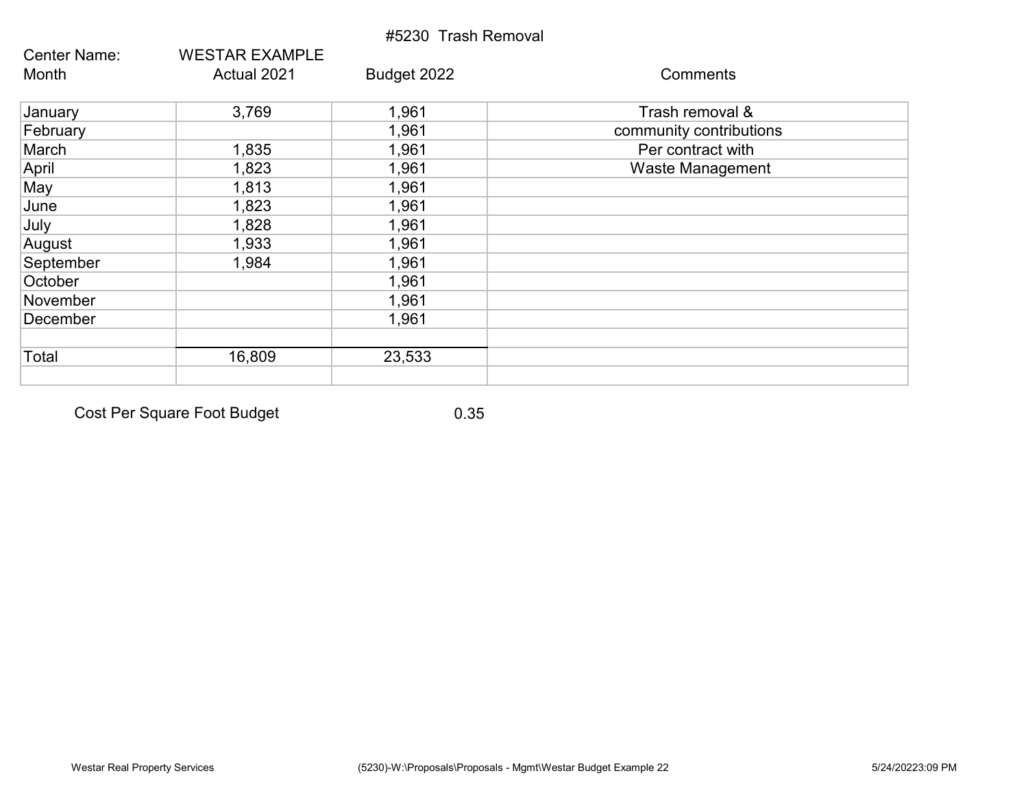# #5230 Trash Removal

Center Name: WESTAR EXAMPLE

| Month | Actual 2021 | Budget 2022 | Comments |
|---|---|---|---|
| January | 3,769 | 1,961 | Trash removal & |
| February | | 1,961 | community contributions |
| March | 1,835 | 1,961 | Per contract with |
| April | 1,823 | 1,961 | Waste Management |
| May | 1,813 | 1,961 | |
| June | 1,823 | 1,961 | |
| July | 1,828 | 1,961 | |
| August | 1,933 | 1,961 | |
| September | 1,984 | 1,961 | |
| October | | 1,961 | |
| November | | 1,961 | |
| December | | 1,961 | |
| | | | |
| Total | 16,809 | 23,533 | |

Cost Per Square Foot Budget 0.35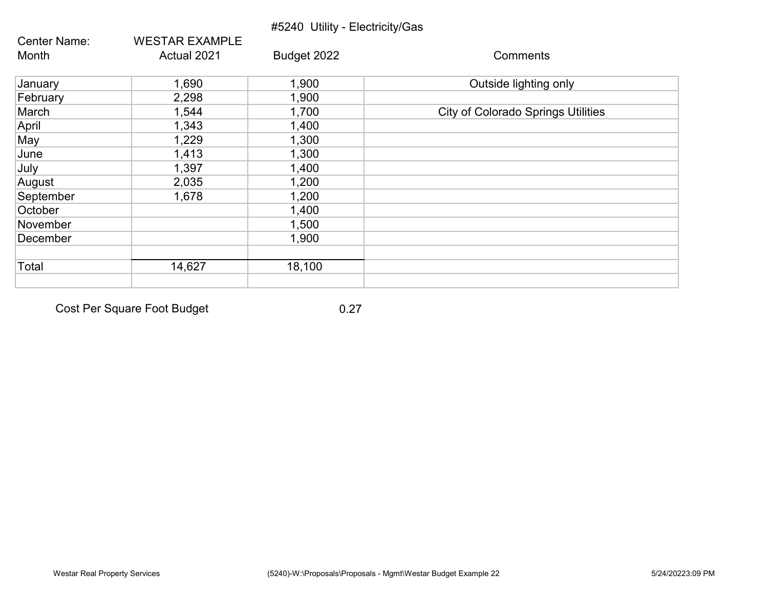#5240 Utility - Electricity/Gas

Center Name: WESTAR EXAMPLE

| Month | Actual 2021 | Budget 2022 | Comments |
|---|---|---|---|
| January | 1,690 | 1,900 | Outside lighting only |
| February | 2,298 | 1,900 | |
| March | 1,544 | 1,700 | City of Colorado Springs Utilities |
| April | 1,343 | 1,400 | |
| May | 1,229 | 1,300 | |
| June | 1,413 | 1,300 | |
| July | 1,397 | 1,400 | |
| August | 2,035 | 1,200 | |
| September | 1,678 | 1,200 | |
| October | | 1,400 | |
| November | | 1,500 | |
| December | | 1,900 | |
| | | | |
| Total | 14,627 | 18,100 | |
| | | | |

Cost Per Square Foot Budget 0.27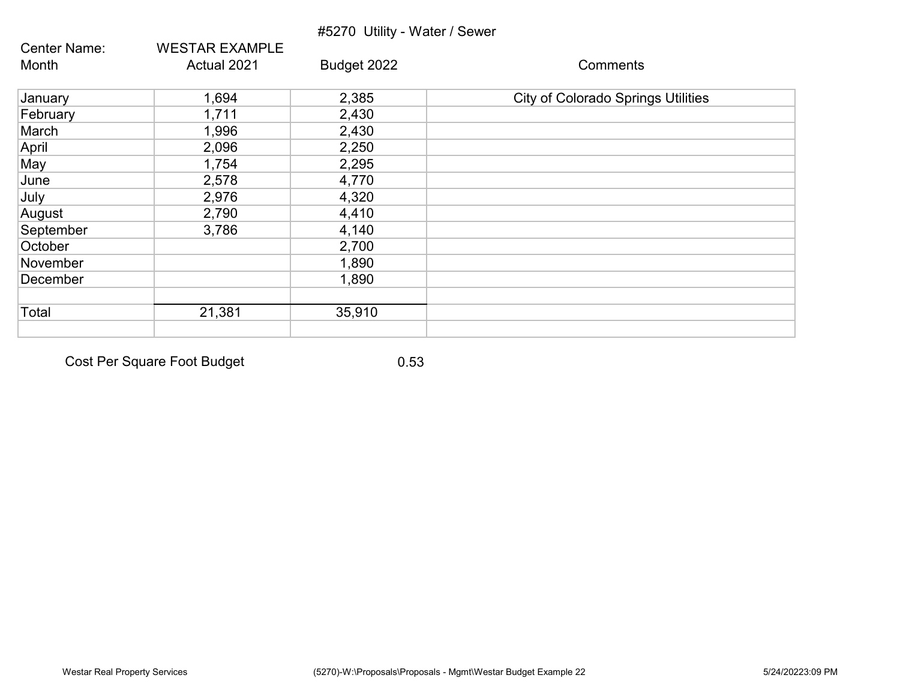# #5270 Utility - Water / Sewer

| Center Name: | WESTAR EXAMPLE | | |
|---|---|---|---|
| Month | Actual 2021 | Budget 2022 | Comments |
| January | 1,694 | 2,385 | City of Colorado Springs Utilities |
| February | 1,711 | 2,430 | |
| March | 1,996 | 2,430 | |
| April | 2,096 | 2,250 | |
| May | 1,754 | 2,295 | |
| June | 2,578 | 4,770 | |
| July | 2,976 | 4,320 | |
| August | 2,790 | 4,410 | |
| September | 3,786 | 4,140 | |
| October | | 2,700 | |
| November | | 1,890 | |
| December | | 1,890 | |
| | | | |
| Total | 21,381 | 35,910 | |
| | | | |

Cost Per Square Foot Budget 0.53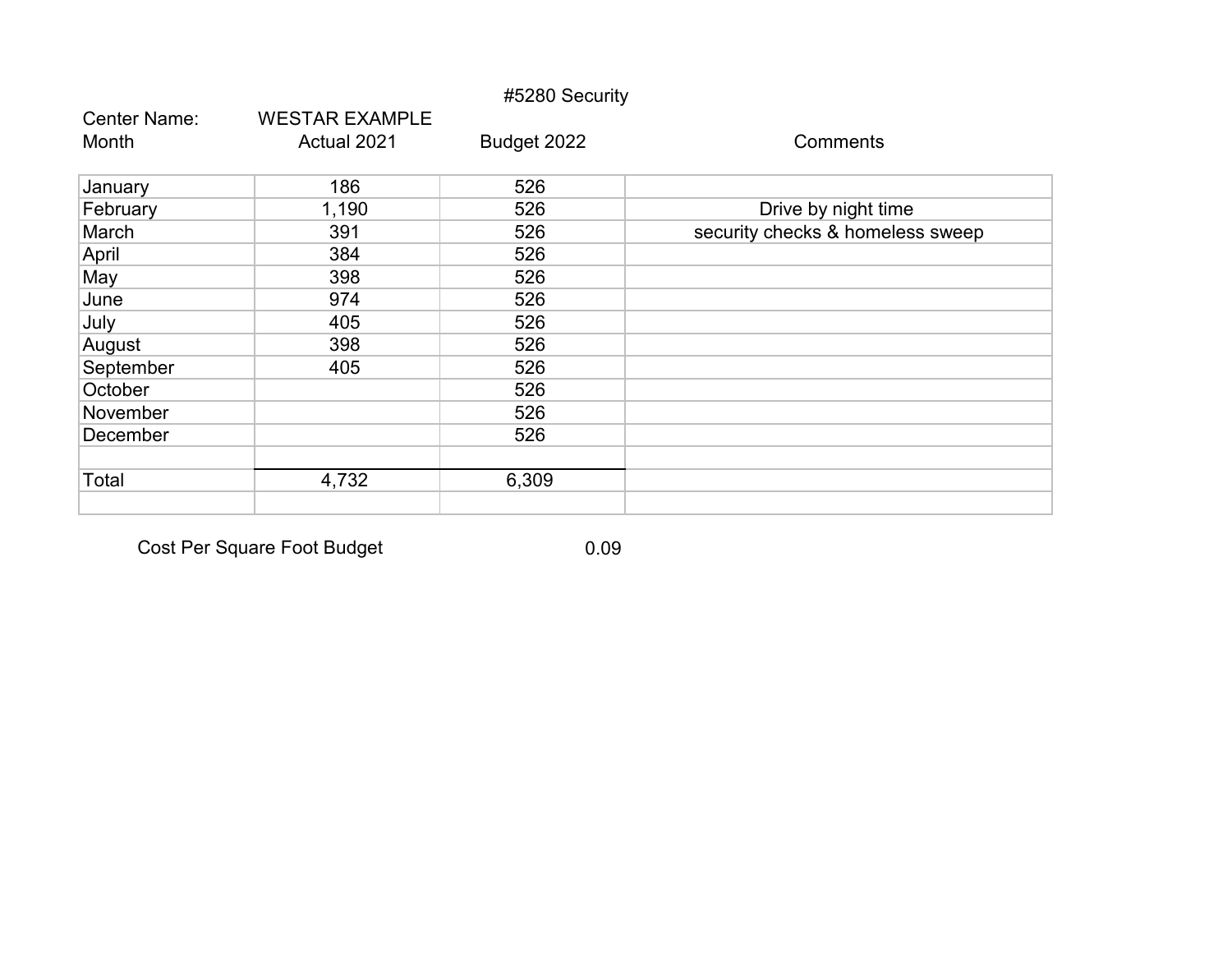#5280 Security

Center Name: WESTAR EXAMPLE

| Month | Actual 2021 | Budget 2022 | Comments |
|---|---|---|---|
| January | 186 | 526 | |
| February | 1,190 | 526 | Drive by night time |
| March | 391 | 526 | security checks & homeless sweep |
| April | 384 | 526 | |
| May | 398 | 526 | |
| June | 974 | 526 | |
| July | 405 | 526 | |
| August | 398 | 526 | |
| September | 405 | 526 | |
| October | | 526 | |
| November | | 526 | |
| December | | 526 | |
| | | | |
| Total | 4,732 | 6,309 | |

Cost Per Square Foot Budget 0.09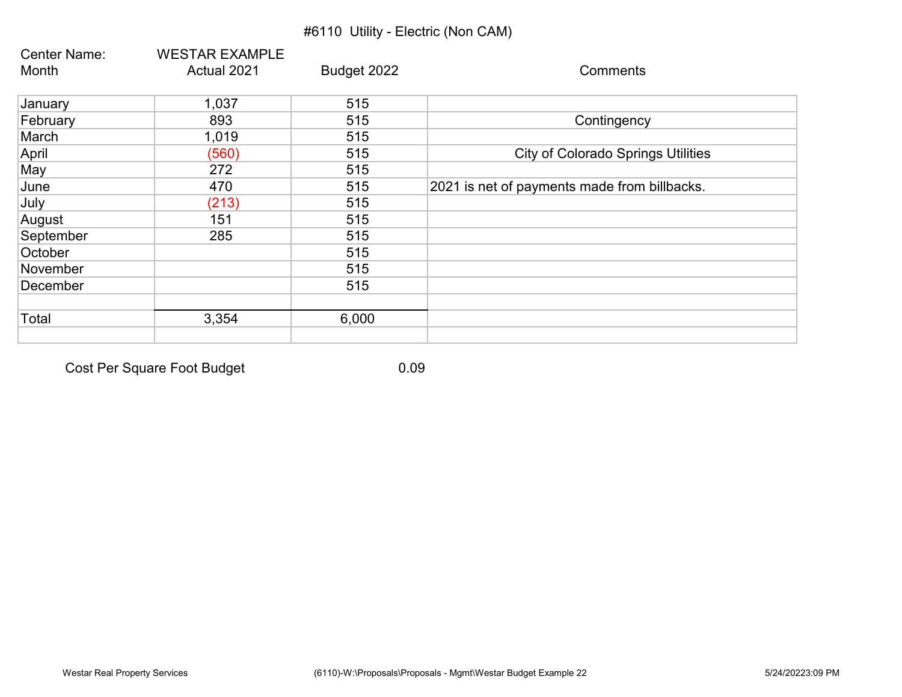# #6110 Utility - Electric (Non CAM)

Center Name: WESTAR EXAMPLE

| Month | Actual 2021 | Budget 2022 | Comments |
|---|---|---|---|
| January | 1,037 | 515 | |
| February | 893 | 515 | Contingency |
| March | 1,019 | 515 | |
| April | (560) | 515 | City of Colorado Springs Utilities |
| May | 272 | 515 | |
| June | 470 | 515 | 2021 is net of payments made from billbacks. |
| July | (213) | 515 | |
| August | 151 | 515 | |
| September | 285 | 515 | |
| October | | 515 | |
| November | | 515 | |
| December | | 515 | |
| | | | |
| Total | 3,354 | 6,000 | |

Cost Per Square Foot Budget 0.09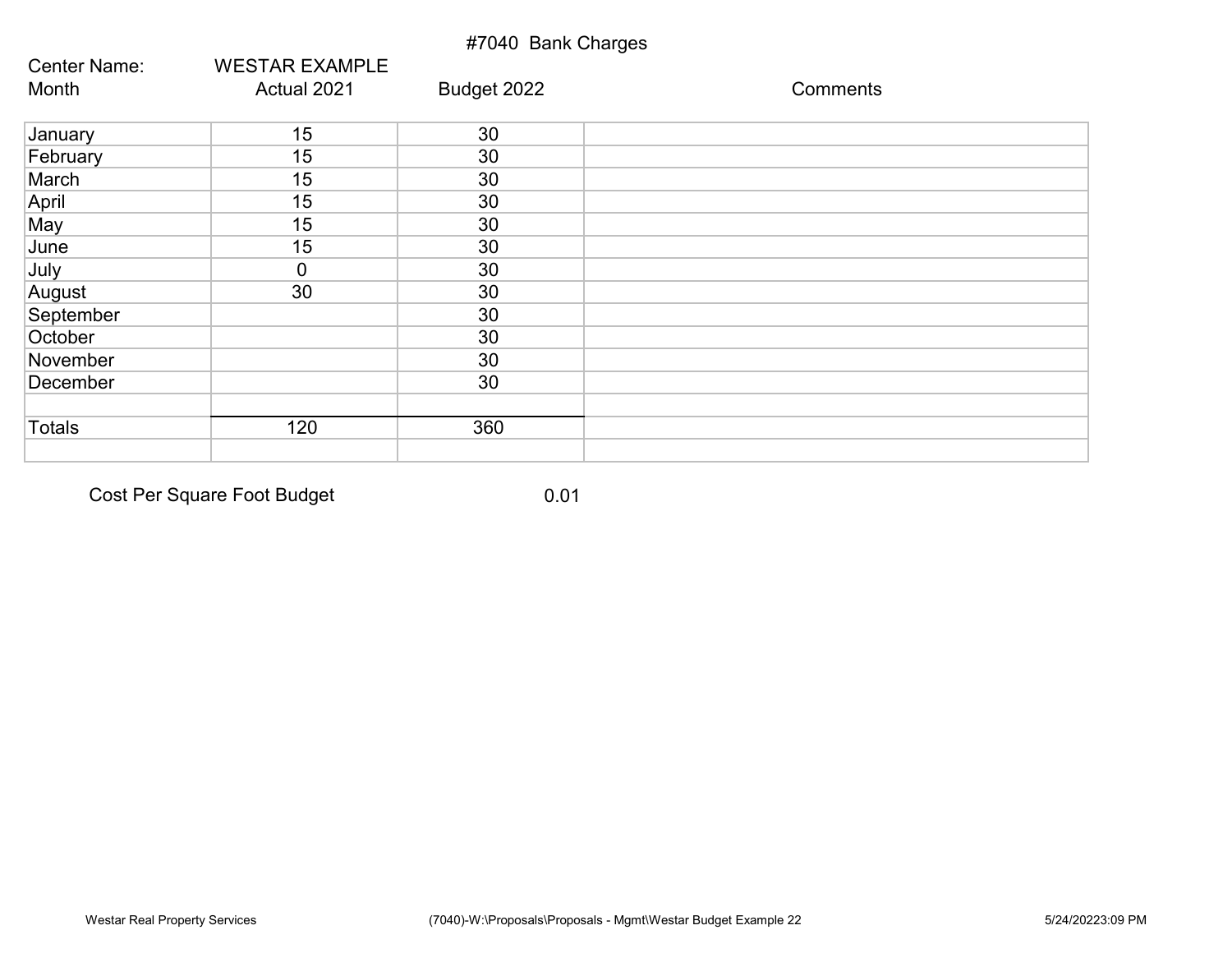# #7040 Bank Charges

Center Name: WESTAR EXAMPLE

| Month | Actual 2021 | Budget 2022 | Comments |
|---|---|---|---|
| January | 15 | 30 | |
| February | 15 | 30 | |
| March | 15 | 30 | |
| April | 15 | 30 | |
| May | 15 | 30 | |
| June | 15 | 30 | |
| July | 0 | 30 | |
| August | 30 | 30 | |
| September | | 30 | |
| October | | 30 | |
| November | | 30 | |
| December | | 30 | |
| | | | |
| Totals | 120 | 360 | |
| | | | |

Cost Per Square Foot Budget 0.01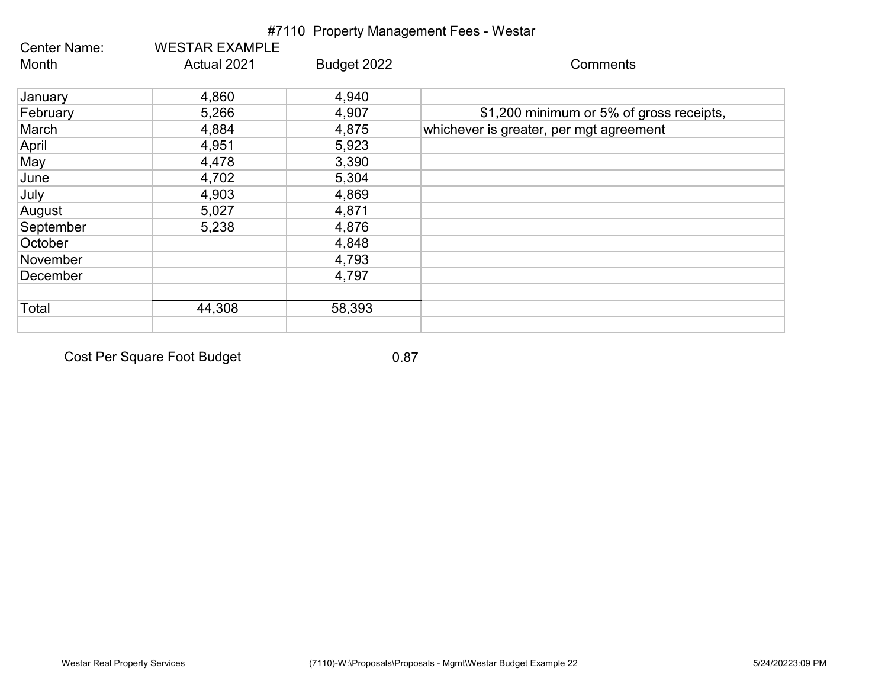# #7110 Property Management Fees - Westar

Center Name: WESTAR EXAMPLE

| Month | Actual 2021 | Budget 2022 | Comments |
|---|---|---|---|
| January | 4,860 | 4,940 | |
| February | 5,266 | 4,907 | $1,200 minimum or 5% of gross receipts, |
| March | 4,884 | 4,875 | whichever is greater, per mgt agreement |
| April | 4,951 | 5,923 | |
| May | 4,478 | 3,390 | |
| June | 4,702 | 5,304 | |
| July | 4,903 | 4,869 | |
| August | 5,027 | 4,871 | |
| September | 5,238 | 4,876 | |
| October | | 4,848 | |
| November | | 4,793 | |
| December | | 4,797 | |
| | | | |
| Total | 44,308 | 58,393 | |
| | | | |

Cost Per Square Foot Budget 0.87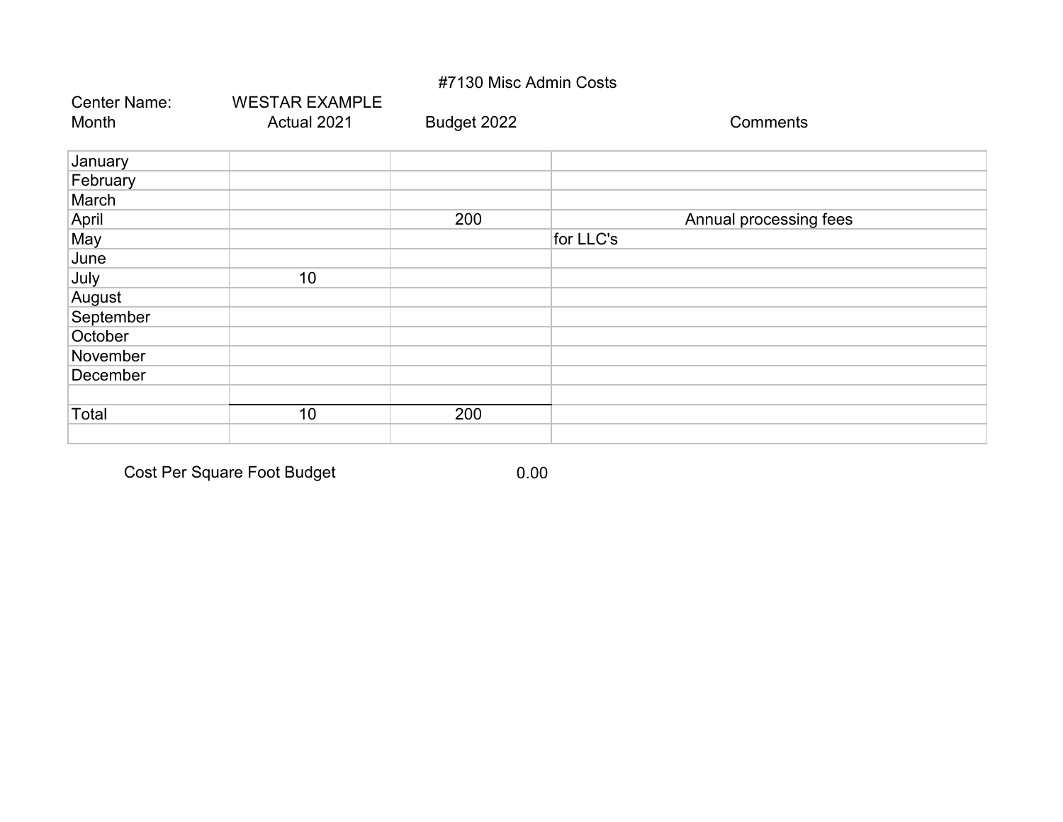# #7130 Misc Admin Costs

Center Name: WESTAR EXAMPLE

| Month | Actual 2021 | Budget 2022 | Comments |
|---|---|---|---|
| January | | | |
| February | | | |
| March | | | |
| April | | 200 | Annual processing fees |
| May | | | for LLC's |
| June | | | |
| July | 10 | | |
| August | | | |
| September | | | |
| October | | | |
| November | | | |
| December | | | |
| | | | |
| Total | 10 | 200 | |
| | | | |

Cost Per Square Foot Budget 0.00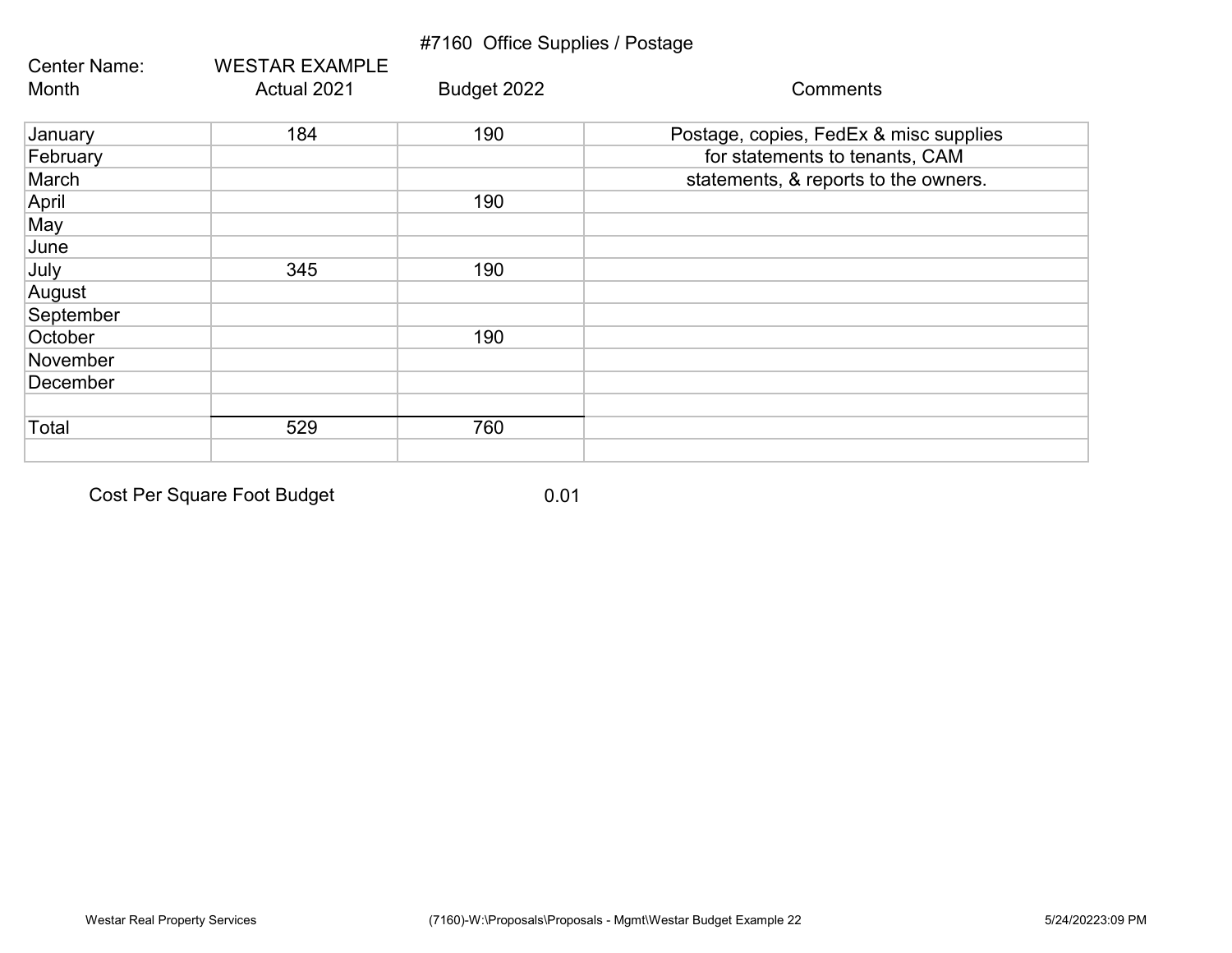#7160 Office Supplies / Postage

Center Name: WESTAR EXAMPLE

| Month | Actual 2021 | Budget 2022 | Comments |
|---|---|---|---|
| January | 184 | 190 | Postage, copies, FedEx & misc supplies |
| February | | | for statements to tenants, CAM |
| March | | | statements, & reports to the owners. |
| April | | 190 | |
| May | | | |
| June | | | |
| July | 345 | 190 | |
| August | | | |
| September | | | |
| October | | 190 | |
| November | | | |
| December | | | |
| | | | |
| Total | 529 | 760 | |
| | | | |

Cost Per Square Foot Budget 0.01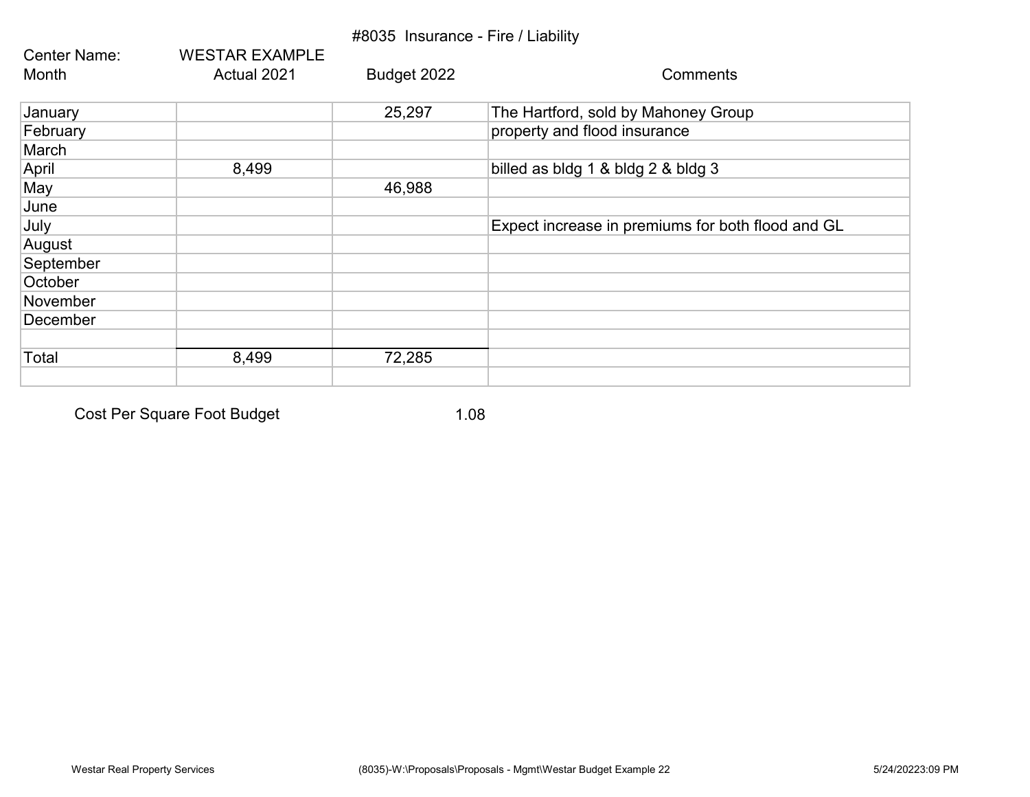#8035 Insurance - Fire / Liability

Center Name: WESTAR EXAMPLE

| Month | Actual 2021 | Budget 2022 | Comments |
|---|---|---|---|
| January | | 25,297 | The Hartford, sold by Mahoney Group |
| February | | | property and flood insurance |
| March | | | |
| April | 8,499 | | billed as bldg 1 & bldg 2 & bldg 3 |
| May | | 46,988 | |
| June | | | |
| July | | | Expect increase in premiums for both flood and GL |
| August | | | |
| September | | | |
| October | | | |
| November | | | |
| December | | | |
| | | | |
| Total | 8,499 | 72,285 | |
| | | | |

Cost Per Square Foot Budget 1.08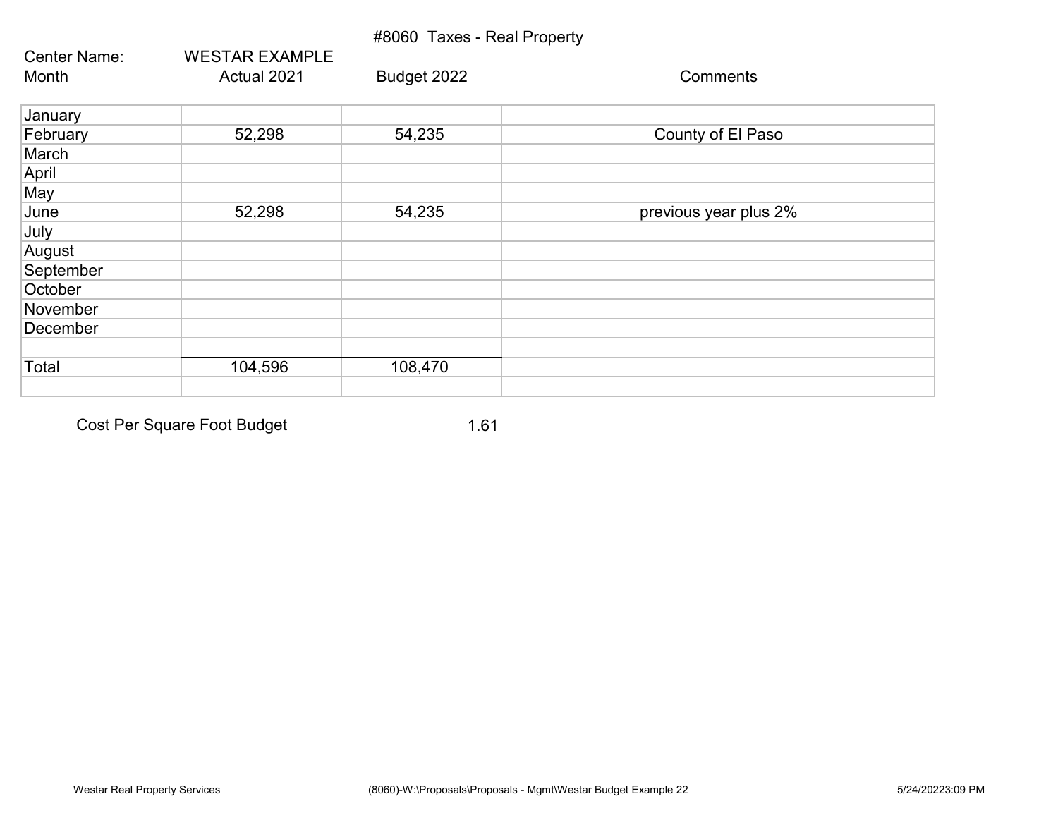# #8060 Taxes - Real Property

Center Name: WESTAR EXAMPLE

| Month | Actual 2021 | Budget 2022 | Comments |
|---|---|---|---|
| January | | | |
| February | 52,298 | 54,235 | County of El Paso |
| March | | | |
| April | | | |
| May | | | |
| June | 52,298 | 54,235 | previous year plus 2% |
| July | | | |
| August | | | |
| September | | | |
| October | | | |
| November | | | |
| December | | | |
| | | | |
| Total | 104,596 | 108,470 | |

Cost Per Square Foot Budget 1.61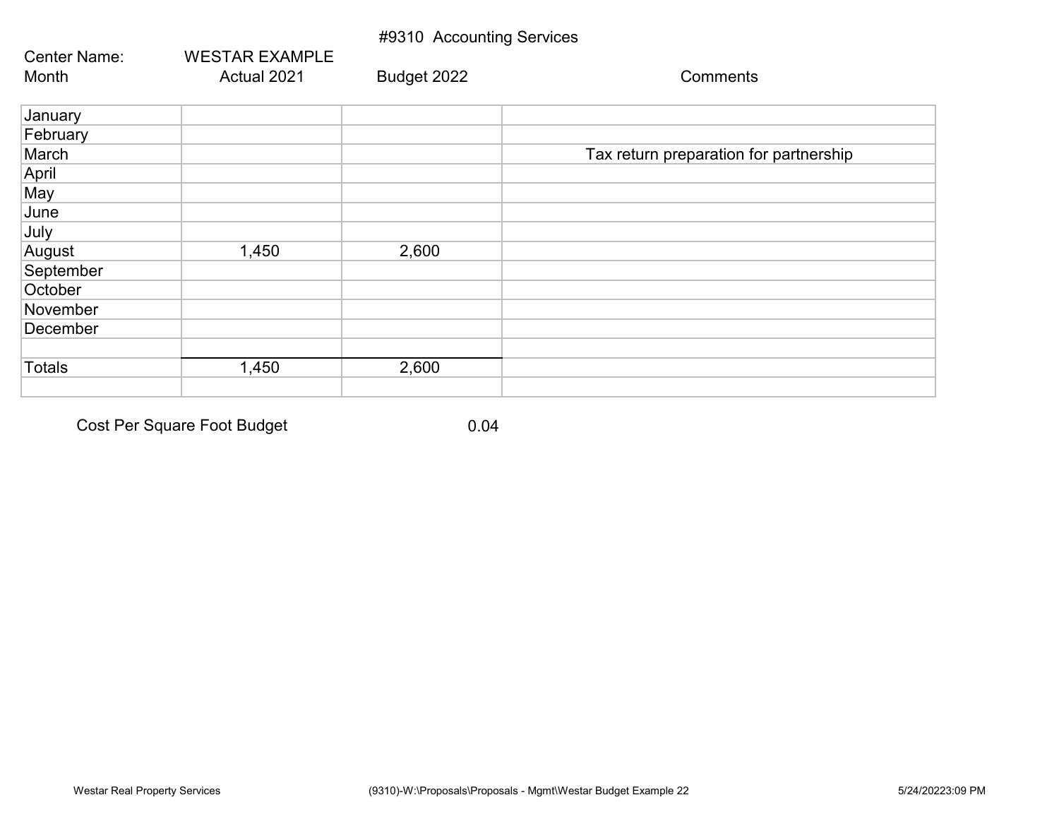# #9310 Accounting Services

Center Name: WESTAR EXAMPLE

| Month | Actual 2021 | Budget 2022 | Comments |
|---|---|---|---|
| January | | | |
| February | | | |
| March | | | Tax return preparation for partnership |
| April | | | |
| May | | | |
| June | | | |
| July | | | |
| August | 1,450 | 2,600 | |
| September | | | |
| October | | | |
| November | | | |
| December | | | |
| | | | |
| Totals | 1,450 | 2,600 | |
| | | | |

Cost Per Square Foot Budget 0.04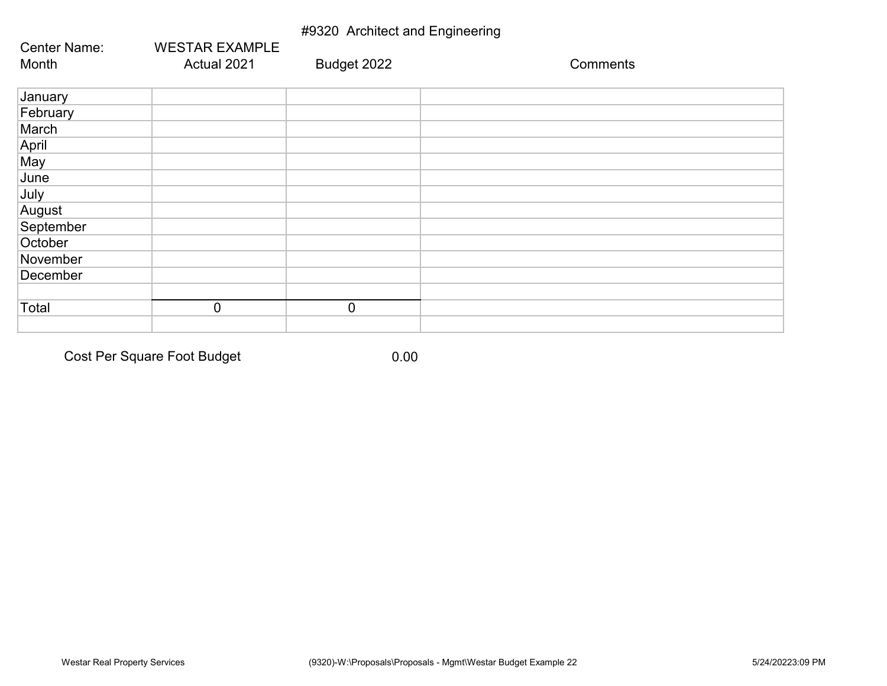## #9320 Architect and Engineering

Center Name: WESTAR EXAMPLE

| Month | Actual 2021 | Budget 2022 | Comments |
|---|---|---|---|
| January | | | |
| February | | | |
| March | | | |
| April | | | |
| May | | | |
| June | | | |
| July | | | |
| August | | | |
| September | | | |
| October | | | |
| November | | | |
| December | | | |
| | | | |
| Total | 0 | 0 | |
| | | | |

Cost Per Square Foot Budget 0.00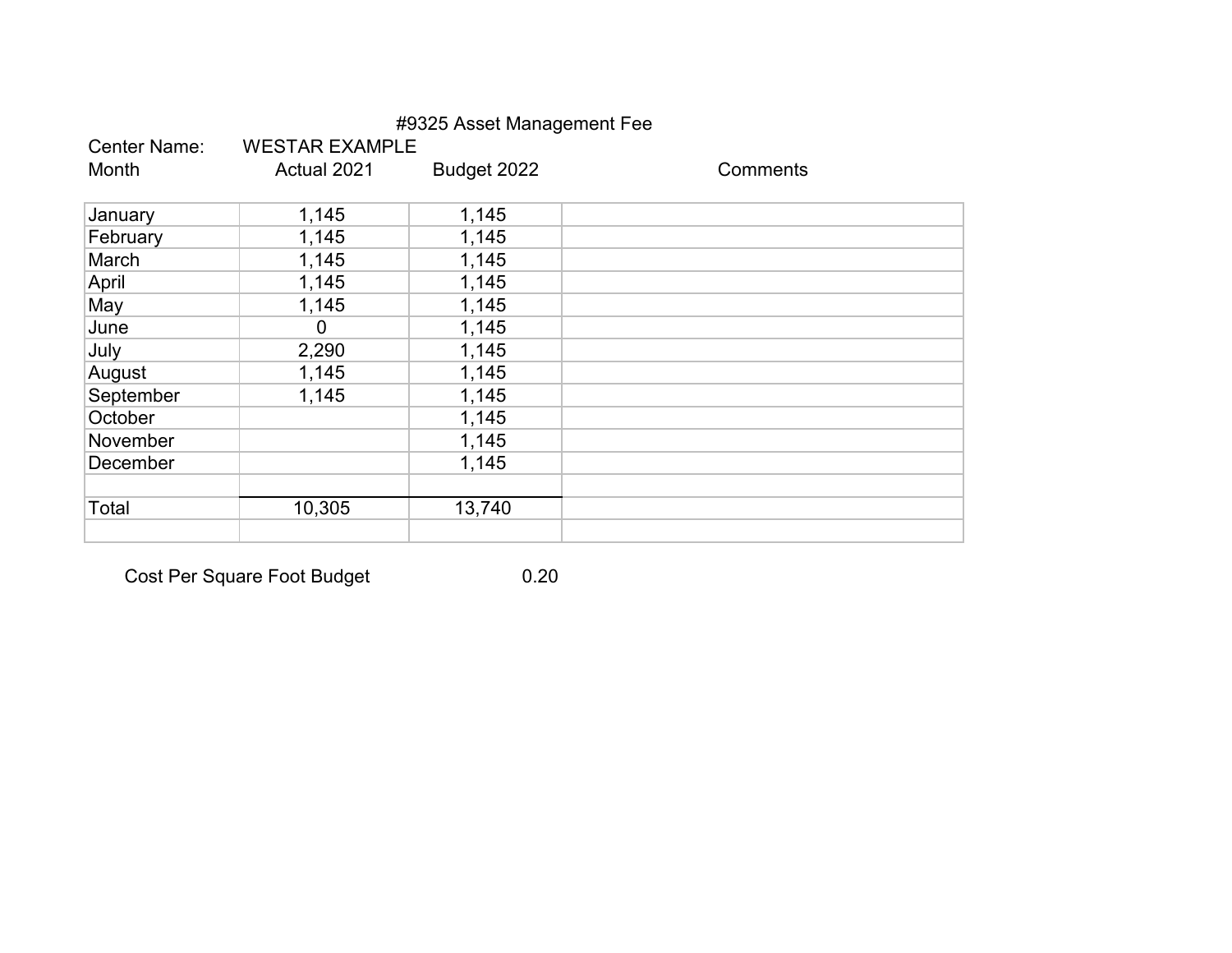# #9325 Asset Management Fee

Center Name: WESTAR EXAMPLE

| Month | Actual 2021 | Budget 2022 | Comments |
|---|---|---|---|
| January | 1,145 | 1,145 | |
| February | 1,145 | 1,145 | |
| March | 1,145 | 1,145 | |
| April | 1,145 | 1,145 | |
| May | 1,145 | 1,145 | |
| June | 0 | 1,145 | |
| July | 2,290 | 1,145 | |
| August | 1,145 | 1,145 | |
| September | 1,145 | 1,145 | |
| October | | 1,145 | |
| November | | 1,145 | |
| December | | 1,145 | |
| | | | |
| Total | 10,305 | 13,740 | |
| | | | |

Cost Per Square Foot Budget 0.20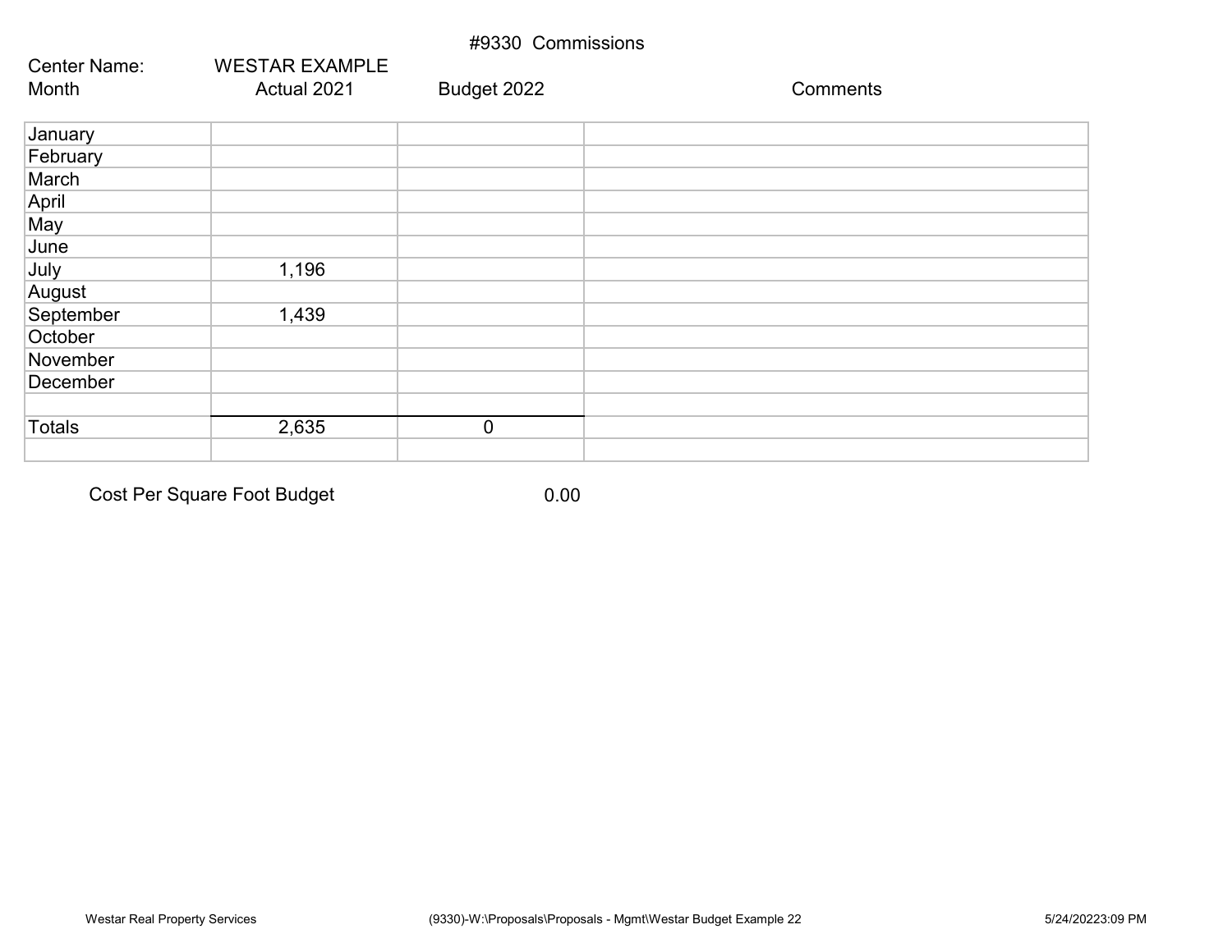# #9330 Commissions

Center Name: WESTAR EXAMPLE

| Month | Actual 2021 | Budget 2022 | Comments |
|---|---|---|---|
| January | | | |
| February | | | |
| March | | | |
| April | | | |
| May | | | |
| June | | | |
| July | 1,196 | | |
| August | | | |
| September | 1,439 | | |
| October | | | |
| November | | | |
| December | | | |
| | | | |
| Totals | 2,635 | 0 | |
| | | | |

Cost Per Square Foot Budget 0.00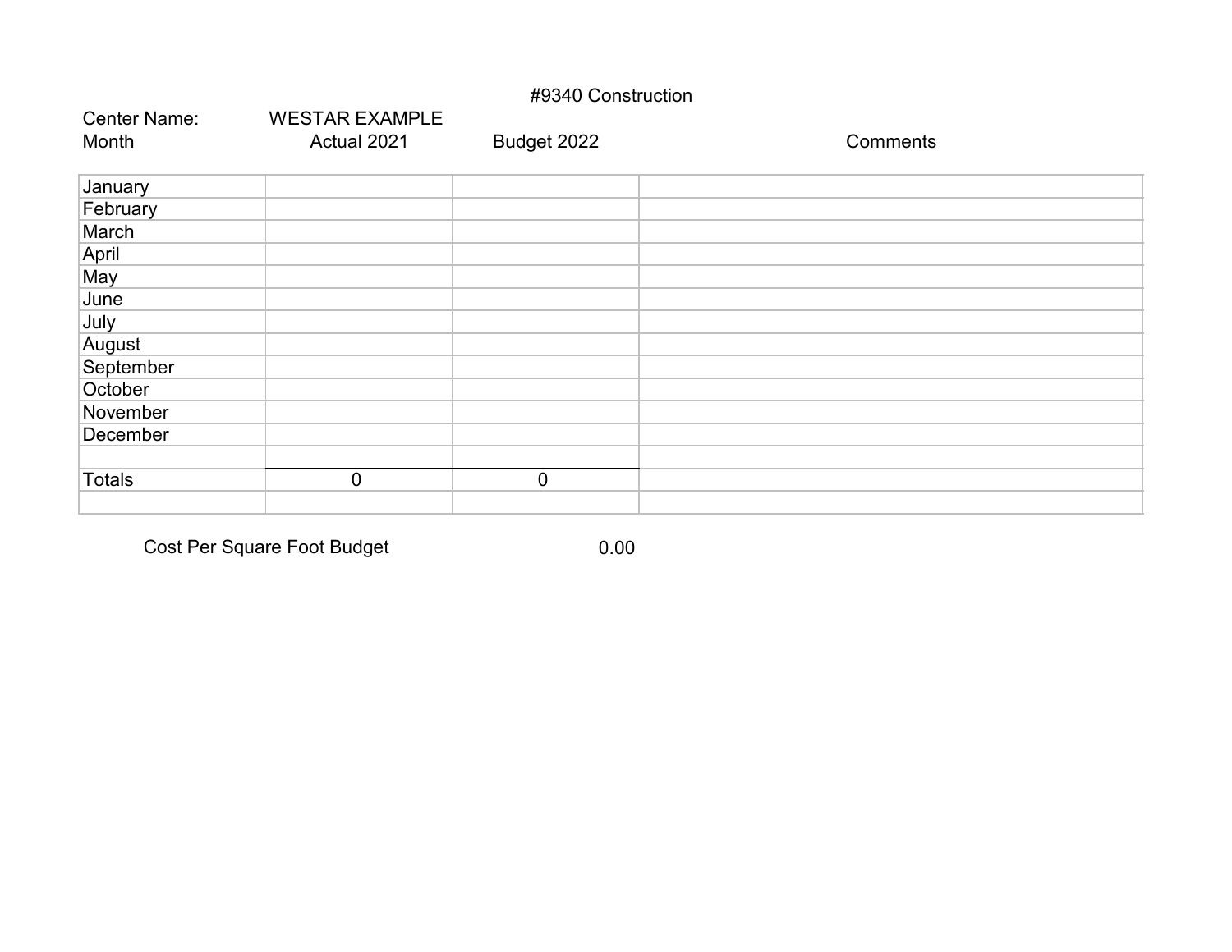# #9340 Construction

Center Name: WESTAR EXAMPLE

| Month | Actual 2021 | Budget 2022 | Comments |
|---|---|---|---|
| January | | | |
| February | | | |
| March | | | |
| April | | | |
| May | | | |
| June | | | |
| July | | | |
| August | | | |
| September | | | |
| October | | | |
| November | | | |
| December | | | |
| | | | |
| Totals | 0 | 0 | |
| | | | |

Cost Per Square Foot Budget 0.00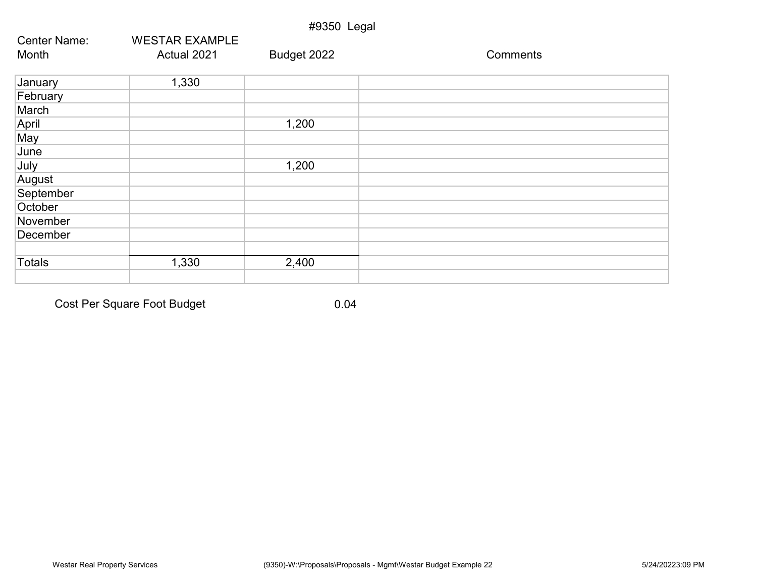# #9350 Legal

Center Name: WESTAR EXAMPLE

| Month | Actual 2021 | Budget 2022 | Comments |
|---|---|---|---|
| January | 1,330 | | |
| February | | | |
| March | | | |
| April | | 1,200 | |
| May | | | |
| June | | | |
| July | | 1,200 | |
| August | | | |
| September | | | |
| October | | | |
| November | | | |
| December | | | |
| | | | |
| Totals | 1,330 | 2,400 | |
| | | | |

Cost Per Square Foot Budget 0.04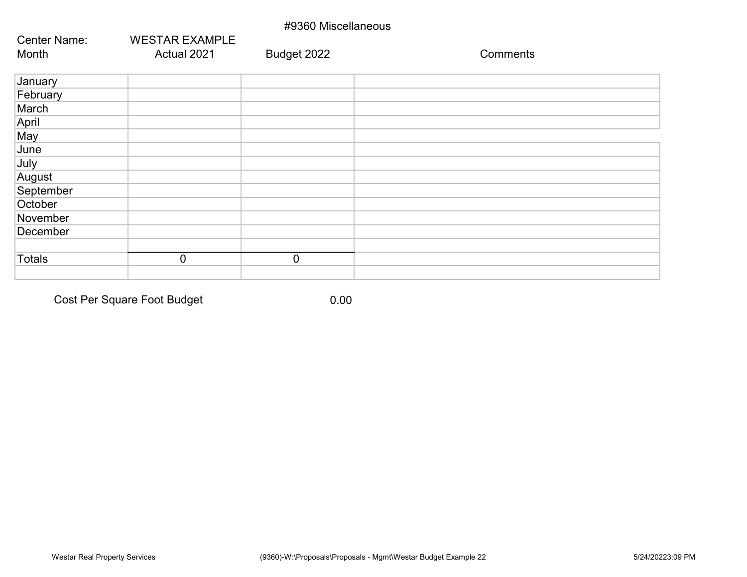# #9360 Miscellaneous

Center Name: WESTAR EXAMPLE

| Month | Actual 2021 | Budget 2022 | Comments |
|---|---|---|---|
| January | | | |
| February | | | |
| March | | | |
| April | | | |
| May | | | |
| June | | | |
| July | | | |
| August | | | |
| September | | | |
| October | | | |
| November | | | |
| December | | | |
| | | | |
| Totals | 0 | 0 | |
| | | | |

Cost Per Square Foot Budget 0.00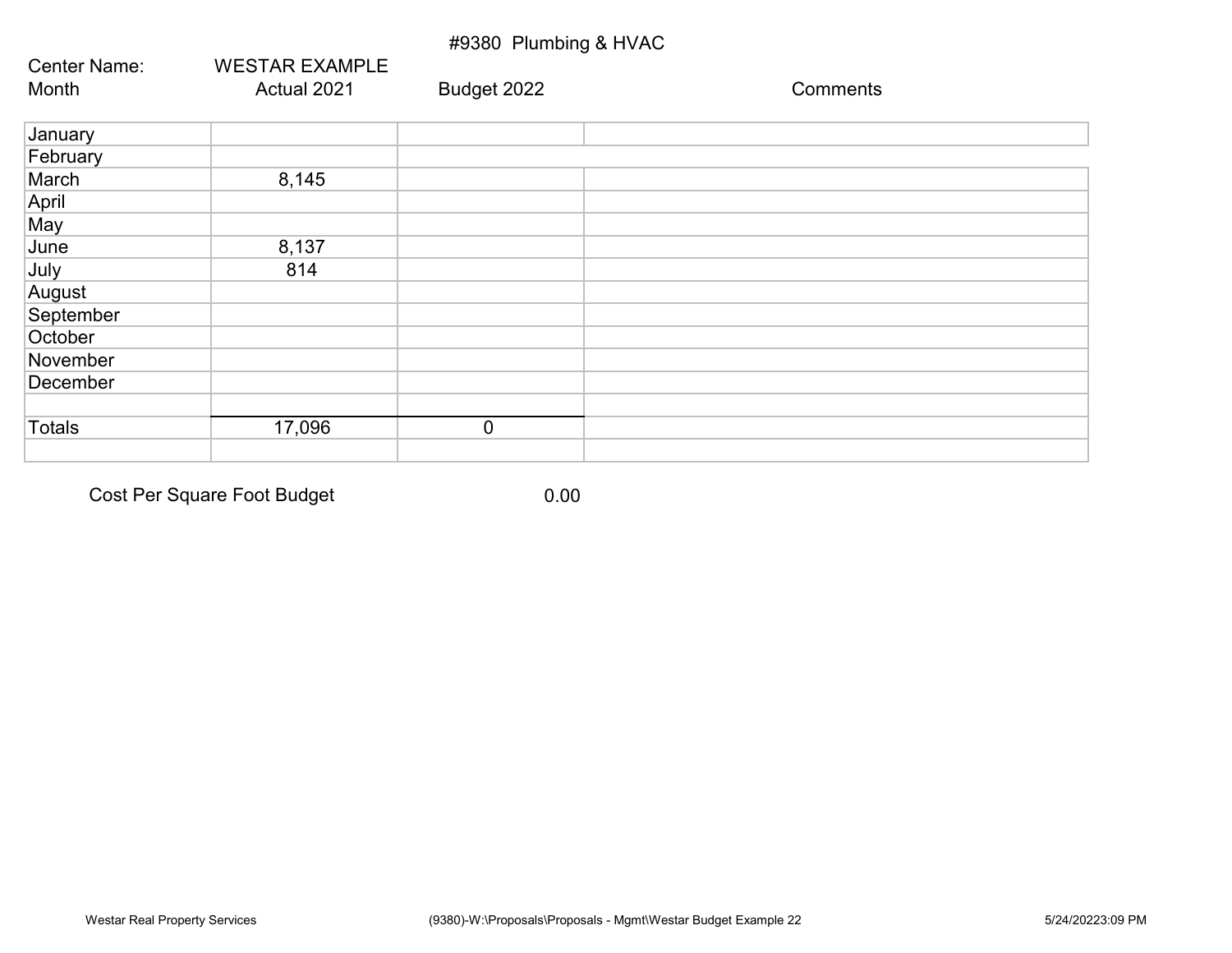# #9380 Plumbing & HVAC

Center Name: WESTAR EXAMPLE

| Month | Actual 2021 | Budget 2022 | Comments |
|---|---|---|---|
| January | | | |
| February | | | |
| March | 8,145 | | |
| April | | | |
| May | | | |
| June | 8,137 | | |
| July | 814 | | |
| August | | | |
| September | | | |
| October | | | |
| November | | | |
| December | | | |
| | | | |
| Totals | 17,096 | 0 | |
| | | | |

Cost Per Square Foot Budget 0.00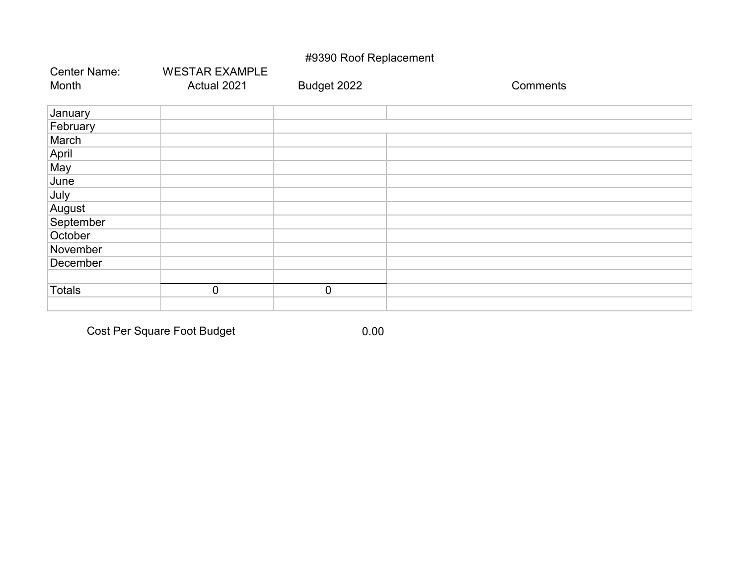#9390 Roof Replacement

Center Name: WESTAR EXAMPLE

| Month | Actual 2021 | Budget 2022 | Comments |
|---|---|---|---|
| January | | | |
| February | | | |
| March | | | |
| April | | | |
| May | | | |
| June | | | |
| July | | | |
| August | | | |
| September | | | |
| October | | | |
| November | | | |
| December | | | |
| | | | |
| Totals | 0 | 0 | |
| | | | |

Cost Per Square Foot Budget 0.00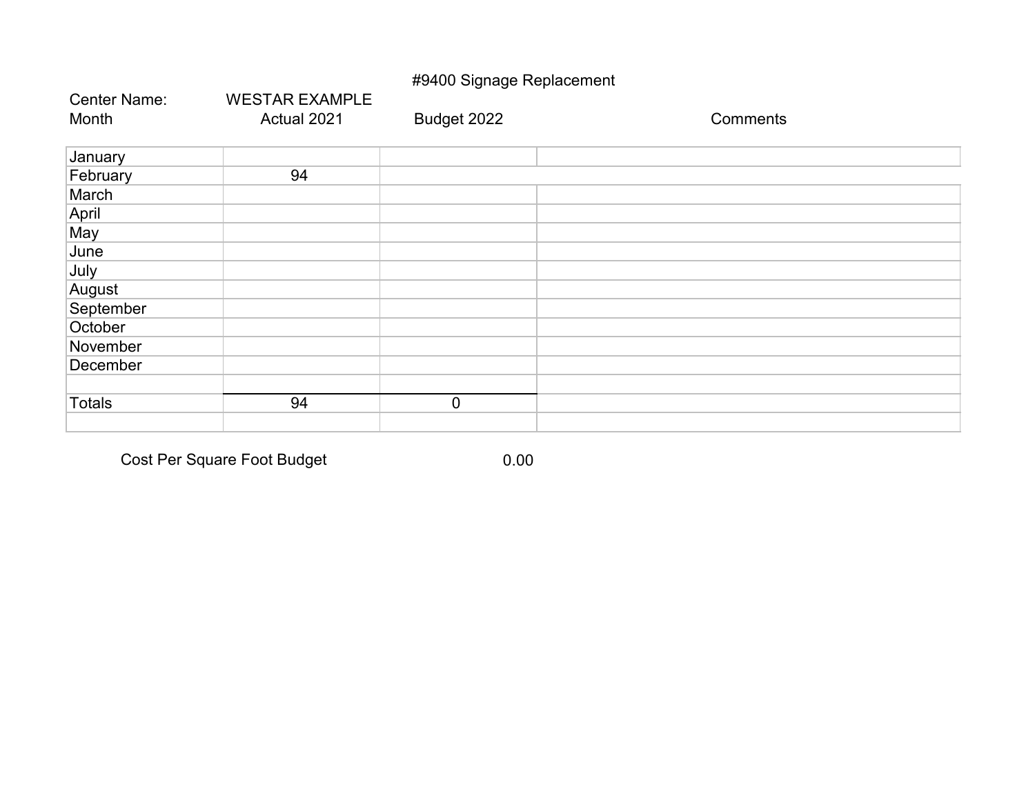# #9400 Signage Replacement

Center Name: WESTAR EXAMPLE

| Month | Actual 2021 | Budget 2022 | Comments |
|---|---|---|---|
| January | | | |
| February | 94 | | |
| March | | | |
| April | | | |
| May | | | |
| June | | | |
| July | | | |
| August | | | |
| September | | | |
| October | | | |
| November | | | |
| December | | | |
| | | | |
| Totals | 94 | 0 | |
| | | | |

Cost Per Square Foot Budget 0.00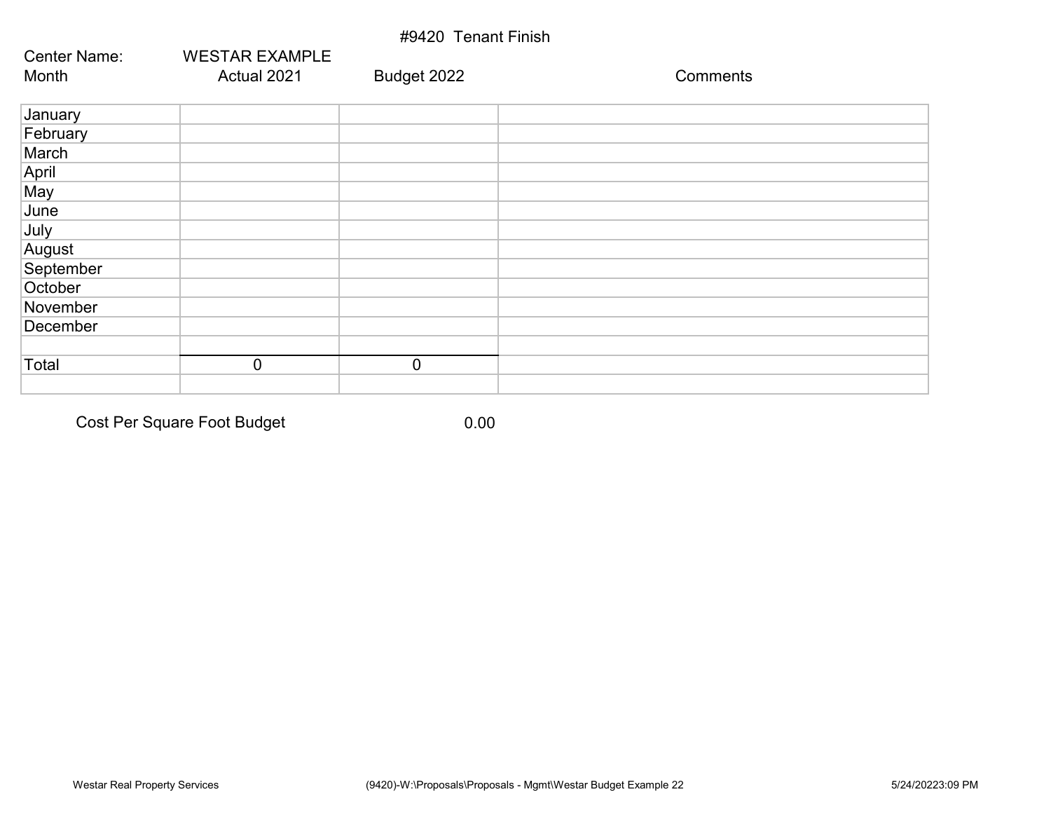# #9420 Tenant Finish

Center Name: WESTAR EXAMPLE

| Month | Actual 2021 | Budget 2022 | Comments |
|---|---|---|---|
| January | | | |
| February | | | |
| March | | | |
| April | | | |
| May | | | |
| June | | | |
| July | | | |
| August | | | |
| September | | | |
| October | | | |
| November | | | |
| December | | | |
| | | | |
| Total | 0 | 0 | |
| | | | |

Cost Per Square Foot Budget 0.00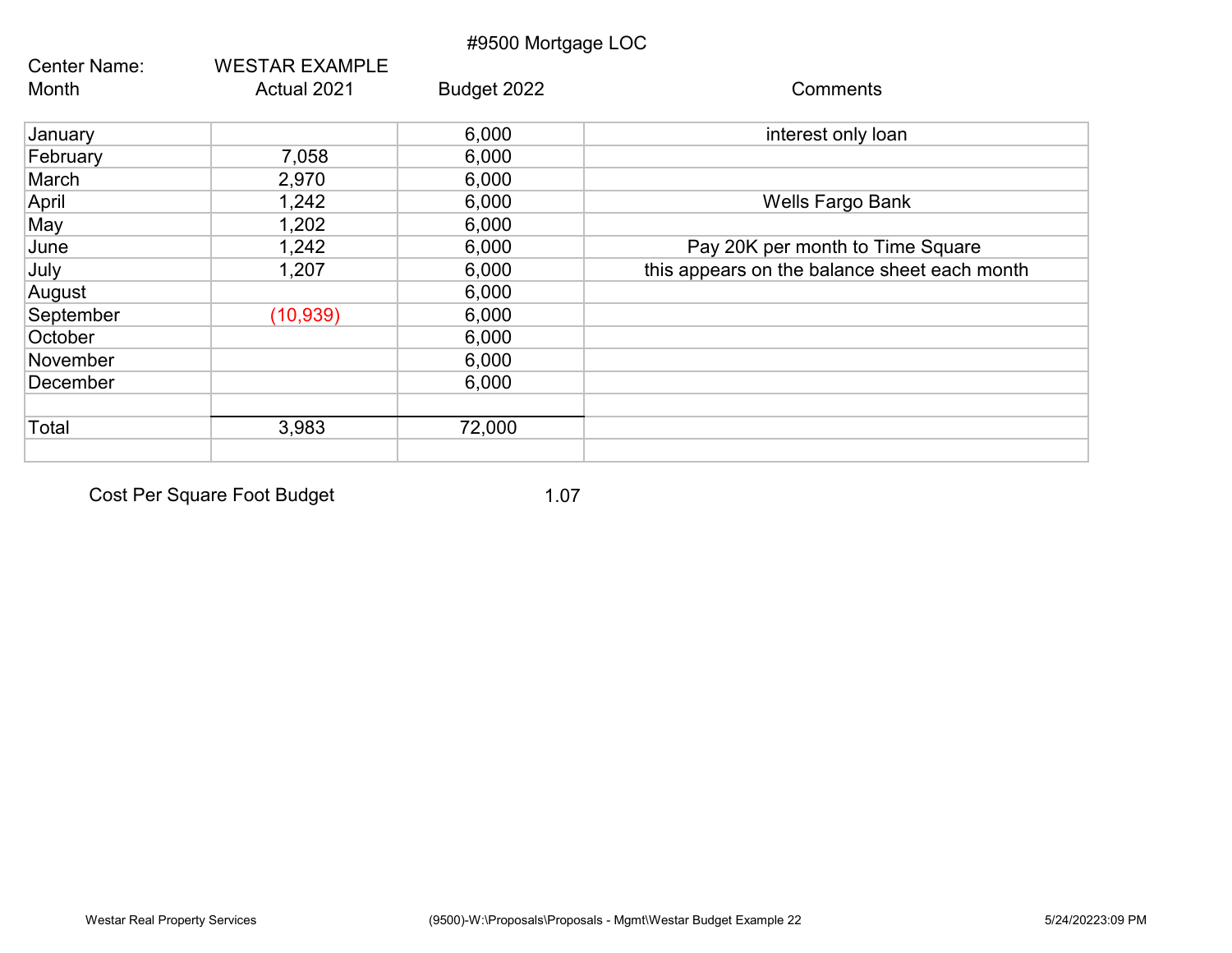# #9500 Mortgage LOC

Center Name: WESTAR EXAMPLE

| Month | Actual 2021 | Budget 2022 | Comments |
| --- | --- | --- | --- |
| January | | 6,000 | interest only loan |
| February | 7,058 | 6,000 | |
| March | 2,970 | 6,000 | |
| April | 1,242 | 6,000 | Wells Fargo Bank |
| May | 1,202 | 6,000 | |
| June | 1,242 | 6,000 | Pay 20K per month to Time Square |
| July | 1,207 | 6,000 | this appears on the balance sheet each month |
| August | | 6,000 | |
| September | (10,939) | 6,000 | |
| October | | 6,000 | |
| November | | 6,000 | |
| December | | 6,000 | |
| | | | |
| Total | 3,983 | 72,000 | |
| | | | |

Cost Per Square Foot Budget 1.07